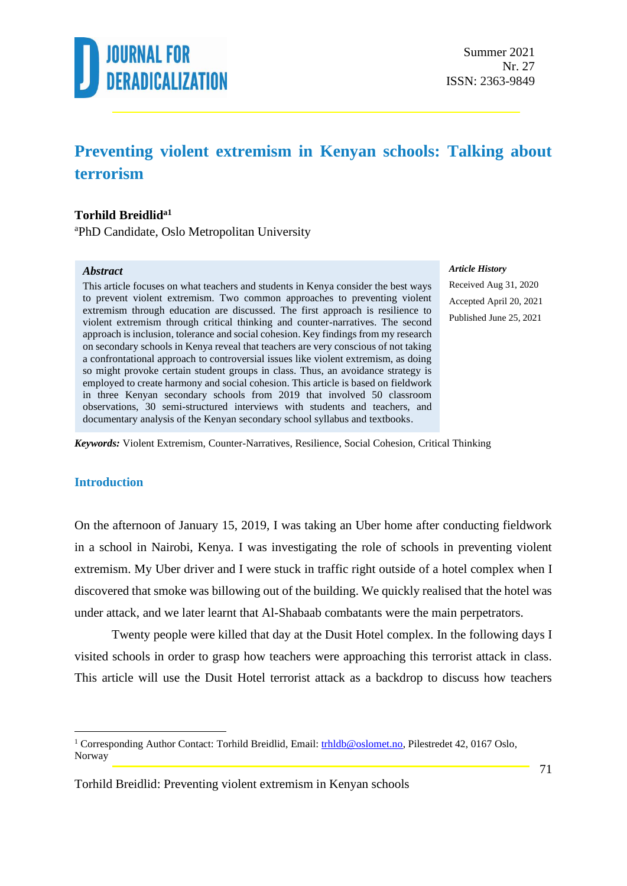# Preventing violent extremism in Kenyan schools: Talking about terrorism

**Torhild Breidlid**[a1]

[a]PhD Candidate, Oslo Metropolitan University

### Abstract

This article focuses on what teachers and students in Kenya consider the best ways to prevent violent extremism. Two common approaches to preventing violent extremism through education are discussed. The first approach is resilience to violent extremism through critical thinking and counter-narratives. The second approach is inclusion, tolerance and social cohesion. Key findings from my research on secondary schools in Kenya reveal that teachers are very conscious of not taking a confrontational approach to controversial issues like violent extremism, as doing so might provoke certain student groups in class. Thus, an avoidance strategy is employed to create harmony and social cohesion. This article is based on fieldwork in three Kenyan secondary schools from 2019 that involved 50 classroom observations, 30 semi-structured interviews with students and teachers, and documentary analysis of the Kenyan secondary school syllabus and textbooks.

***Article History***

Received Aug 31, 2020

Accepted April 20, 2021

Published June 25, 2021

***Keywords:*** Violent Extremism, Counter-Narratives, Resilience, Social Cohesion, Critical Thinking

## Introduction

On the afternoon of January 15, 2019, I was taking an Uber home after conducting fieldwork in a school in Nairobi, Kenya. I was investigating the role of schools in preventing violent extremism. My Uber driver and I were stuck in traffic right outside of a hotel complex when I discovered that smoke was billowing out of the building. We quickly realised that the hotel was under attack, and we later learnt that Al-Shabaab combatants were the main perpetrators.

Twenty people were killed that day at the Dusit Hotel complex. In the following days I visited schools in order to grasp how teachers were approaching this terrorist attack in class. This article will use the Dusit Hotel terrorist attack as a backdrop to discuss how teachers

[1] Corresponding Author Contact: Torhild Breidlid, Email: trhldb@oslomet.no, Pilestredet 42, 0167 Oslo, Norway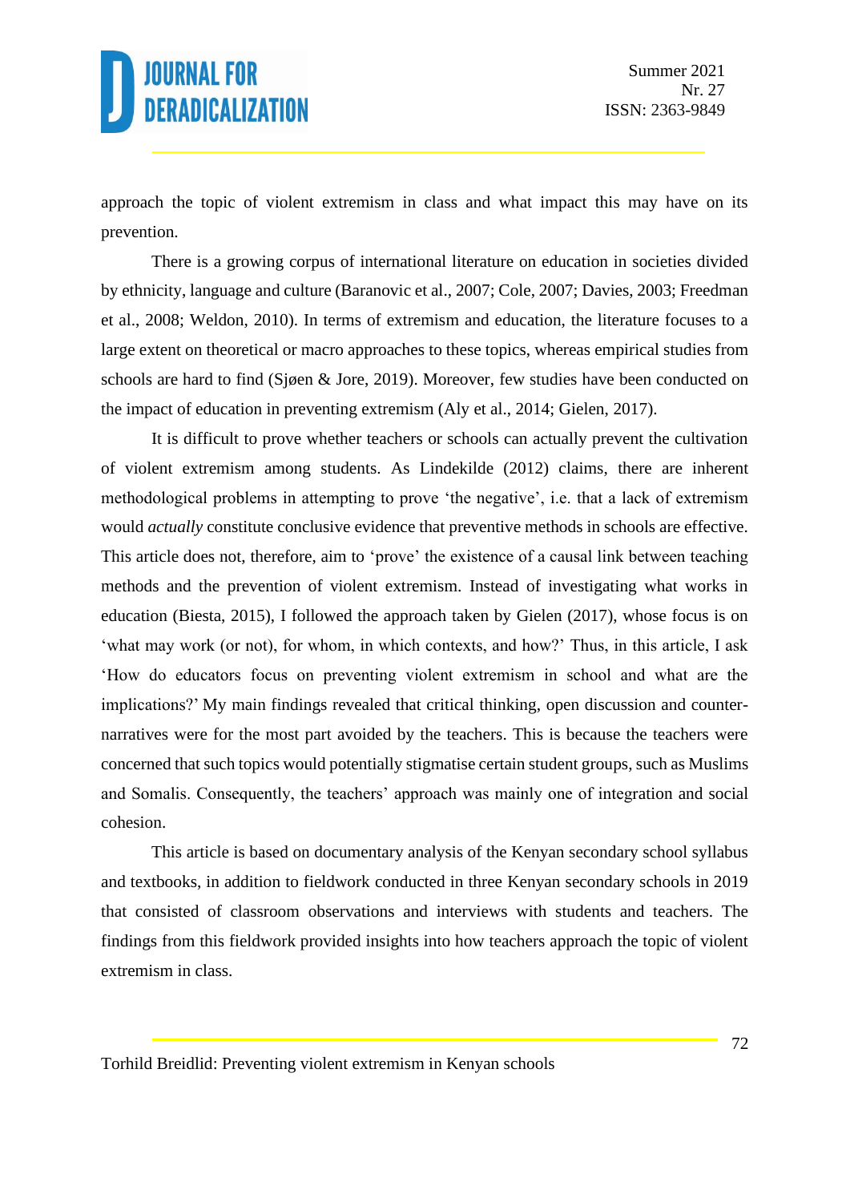approach the topic of violent extremism in class and what impact this may have on its prevention.

There is a growing corpus of international literature on education in societies divided by ethnicity, language and culture (Baranovic et al., 2007; Cole, 2007; Davies, 2003; Freedman et al., 2008; Weldon, 2010). In terms of extremism and education, the literature focuses to a large extent on theoretical or macro approaches to these topics, whereas empirical studies from schools are hard to find (Sjøen & Jore, 2019). Moreover, few studies have been conducted on the impact of education in preventing extremism (Aly et al., 2014; Gielen, 2017).

It is difficult to prove whether teachers or schools can actually prevent the cultivation of violent extremism among students. As Lindekilde (2012) claims, there are inherent methodological problems in attempting to prove 'the negative', i.e. that a lack of extremism would *actually* constitute conclusive evidence that preventive methods in schools are effective. This article does not, therefore, aim to 'prove' the existence of a causal link between teaching methods and the prevention of violent extremism. Instead of investigating what works in education (Biesta, 2015), I followed the approach taken by Gielen (2017), whose focus is on 'what may work (or not), for whom, in which contexts, and how?' Thus, in this article, I ask 'How do educators focus on preventing violent extremism in school and what are the implications?' My main findings revealed that critical thinking, open discussion and counter-narratives were for the most part avoided by the teachers. This is because the teachers were concerned that such topics would potentially stigmatise certain student groups, such as Muslims and Somalis. Consequently, the teachers' approach was mainly one of integration and social cohesion.

This article is based on documentary analysis of the Kenyan secondary school syllabus and textbooks, in addition to fieldwork conducted in three Kenyan secondary schools in 2019 that consisted of classroom observations and interviews with students and teachers. The findings from this fieldwork provided insights into how teachers approach the topic of violent extremism in class.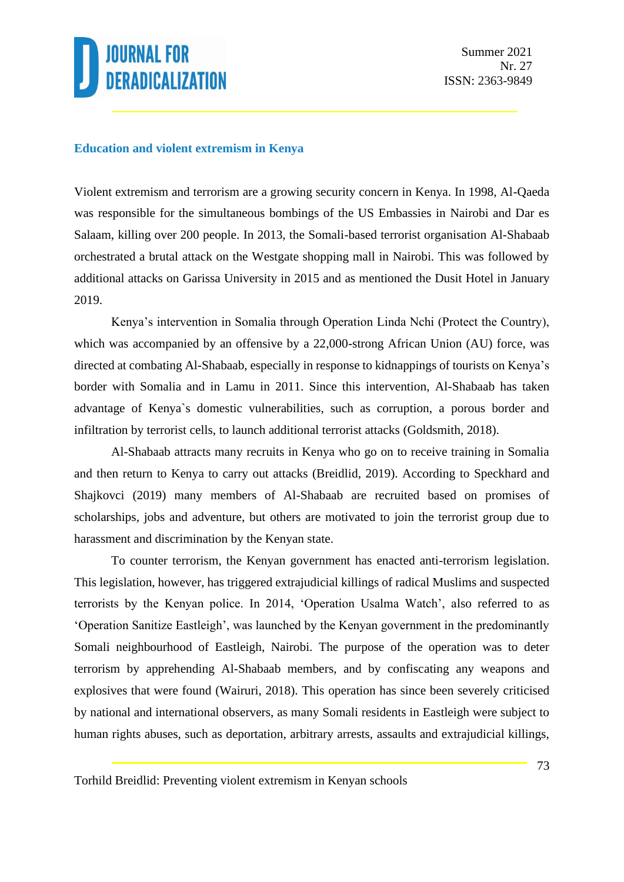## Education and violent extremism in Kenya

Violent extremism and terrorism are a growing security concern in Kenya. In 1998, Al-Qaeda was responsible for the simultaneous bombings of the US Embassies in Nairobi and Dar es Salaam, killing over 200 people. In 2013, the Somali-based terrorist organisation Al-Shabaab orchestrated a brutal attack on the Westgate shopping mall in Nairobi. This was followed by additional attacks on Garissa University in 2015 and as mentioned the Dusit Hotel in January 2019.

Kenya's intervention in Somalia through Operation Linda Nchi (Protect the Country), which was accompanied by an offensive by a 22,000-strong African Union (AU) force, was directed at combating Al-Shabaab, especially in response to kidnappings of tourists on Kenya's border with Somalia and in Lamu in 2011. Since this intervention, Al-Shabaab has taken advantage of Kenya`s domestic vulnerabilities, such as corruption, a porous border and infiltration by terrorist cells, to launch additional terrorist attacks (Goldsmith, 2018).

Al-Shabaab attracts many recruits in Kenya who go on to receive training in Somalia and then return to Kenya to carry out attacks (Breidlid, 2019). According to Speckhard and Shajkovci (2019) many members of Al-Shabaab are recruited based on promises of scholarships, jobs and adventure, but others are motivated to join the terrorist group due to harassment and discrimination by the Kenyan state.

To counter terrorism, the Kenyan government has enacted anti-terrorism legislation. This legislation, however, has triggered extrajudicial killings of radical Muslims and suspected terrorists by the Kenyan police. In 2014, 'Operation Usalma Watch', also referred to as 'Operation Sanitize Eastleigh', was launched by the Kenyan government in the predominantly Somali neighbourhood of Eastleigh, Nairobi. The purpose of the operation was to deter terrorism by apprehending Al-Shabaab members, and by confiscating any weapons and explosives that were found (Wairuri, 2018). This operation has since been severely criticised by national and international observers, as many Somali residents in Eastleigh were subject to human rights abuses, such as deportation, arbitrary arrests, assaults and extrajudicial killings,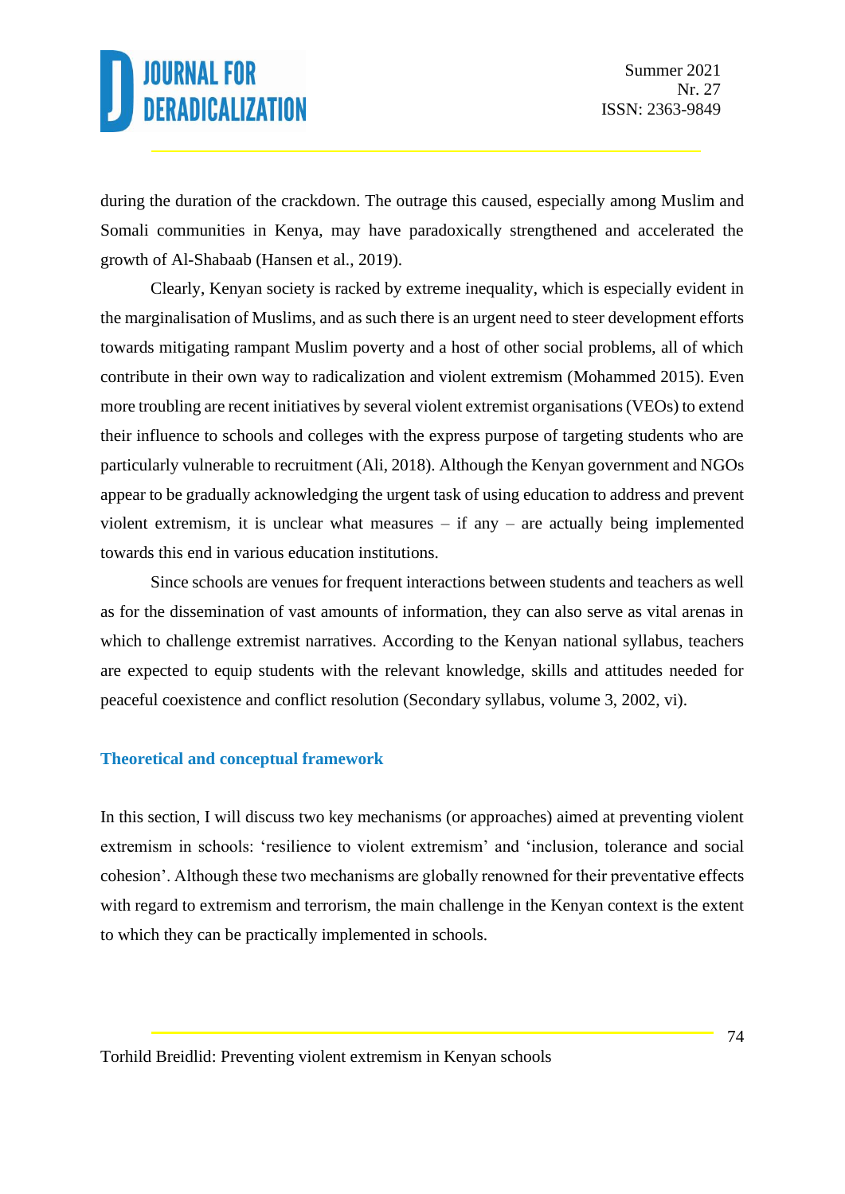during the duration of the crackdown. The outrage this caused, especially among Muslim and Somali communities in Kenya, may have paradoxically strengthened and accelerated the growth of Al-Shabaab (Hansen et al., 2019).

Clearly, Kenyan society is racked by extreme inequality, which is especially evident in the marginalisation of Muslims, and as such there is an urgent need to steer development efforts towards mitigating rampant Muslim poverty and a host of other social problems, all of which contribute in their own way to radicalization and violent extremism (Mohammed 2015). Even more troubling are recent initiatives by several violent extremist organisations (VEOs) to extend their influence to schools and colleges with the express purpose of targeting students who are particularly vulnerable to recruitment (Ali, 2018). Although the Kenyan government and NGOs appear to be gradually acknowledging the urgent task of using education to address and prevent violent extremism, it is unclear what measures – if any – are actually being implemented towards this end in various education institutions.

Since schools are venues for frequent interactions between students and teachers as well as for the dissemination of vast amounts of information, they can also serve as vital arenas in which to challenge extremist narratives. According to the Kenyan national syllabus, teachers are expected to equip students with the relevant knowledge, skills and attitudes needed for peaceful coexistence and conflict resolution (Secondary syllabus, volume 3, 2002, vi).

## Theoretical and conceptual framework

In this section, I will discuss two key mechanisms (or approaches) aimed at preventing violent extremism in schools: 'resilience to violent extremism' and 'inclusion, tolerance and social cohesion'. Although these two mechanisms are globally renowned for their preventative effects with regard to extremism and terrorism, the main challenge in the Kenyan context is the extent to which they can be practically implemented in schools.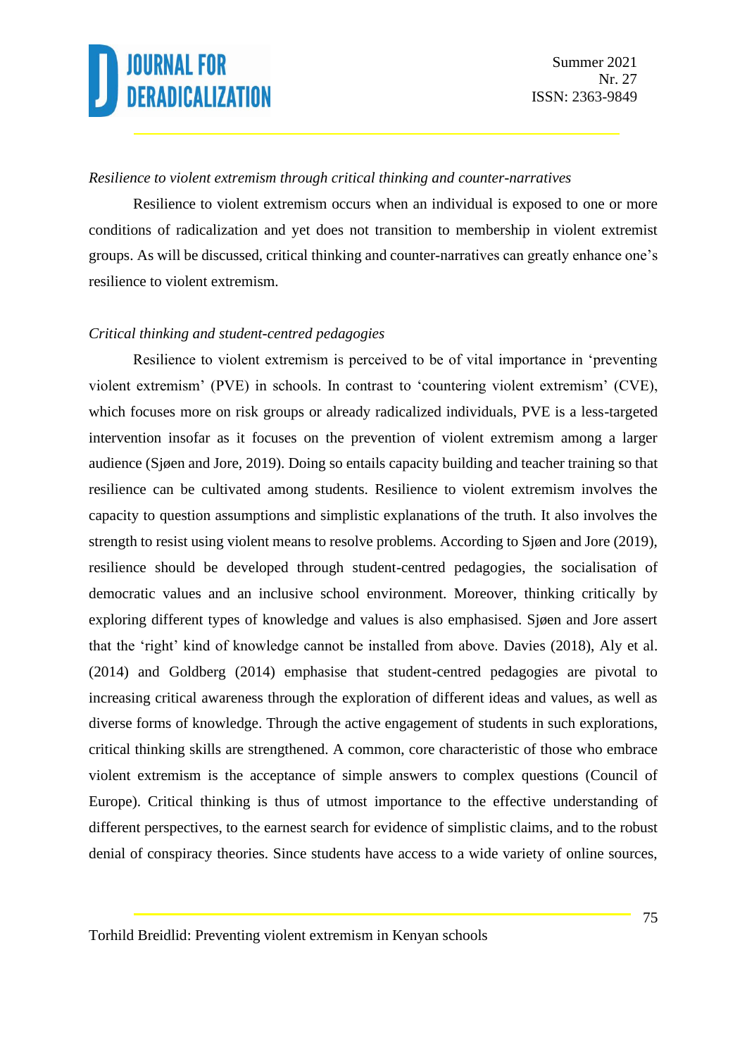*Resilience to violent extremism through critical thinking and counter-narratives*

Resilience to violent extremism occurs when an individual is exposed to one or more conditions of radicalization and yet does not transition to membership in violent extremist groups. As will be discussed, critical thinking and counter-narratives can greatly enhance one's resilience to violent extremism.

*Critical thinking and student-centred pedagogies*

Resilience to violent extremism is perceived to be of vital importance in 'preventing violent extremism' (PVE) in schools. In contrast to 'countering violent extremism' (CVE), which focuses more on risk groups or already radicalized individuals, PVE is a less-targeted intervention insofar as it focuses on the prevention of violent extremism among a larger audience (Sjøen and Jore, 2019). Doing so entails capacity building and teacher training so that resilience can be cultivated among students. Resilience to violent extremism involves the capacity to question assumptions and simplistic explanations of the truth. It also involves the strength to resist using violent means to resolve problems. According to Sjøen and Jore (2019), resilience should be developed through student-centred pedagogies, the socialisation of democratic values and an inclusive school environment. Moreover, thinking critically by exploring different types of knowledge and values is also emphasised. Sjøen and Jore assert that the 'right' kind of knowledge cannot be installed from above. Davies (2018), Aly et al. (2014) and Goldberg (2014) emphasise that student-centred pedagogies are pivotal to increasing critical awareness through the exploration of different ideas and values, as well as diverse forms of knowledge. Through the active engagement of students in such explorations, critical thinking skills are strengthened. A common, core characteristic of those who embrace violent extremism is the acceptance of simple answers to complex questions (Council of Europe). Critical thinking is thus of utmost importance to the effective understanding of different perspectives, to the earnest search for evidence of simplistic claims, and to the robust denial of conspiracy theories. Since students have access to a wide variety of online sources,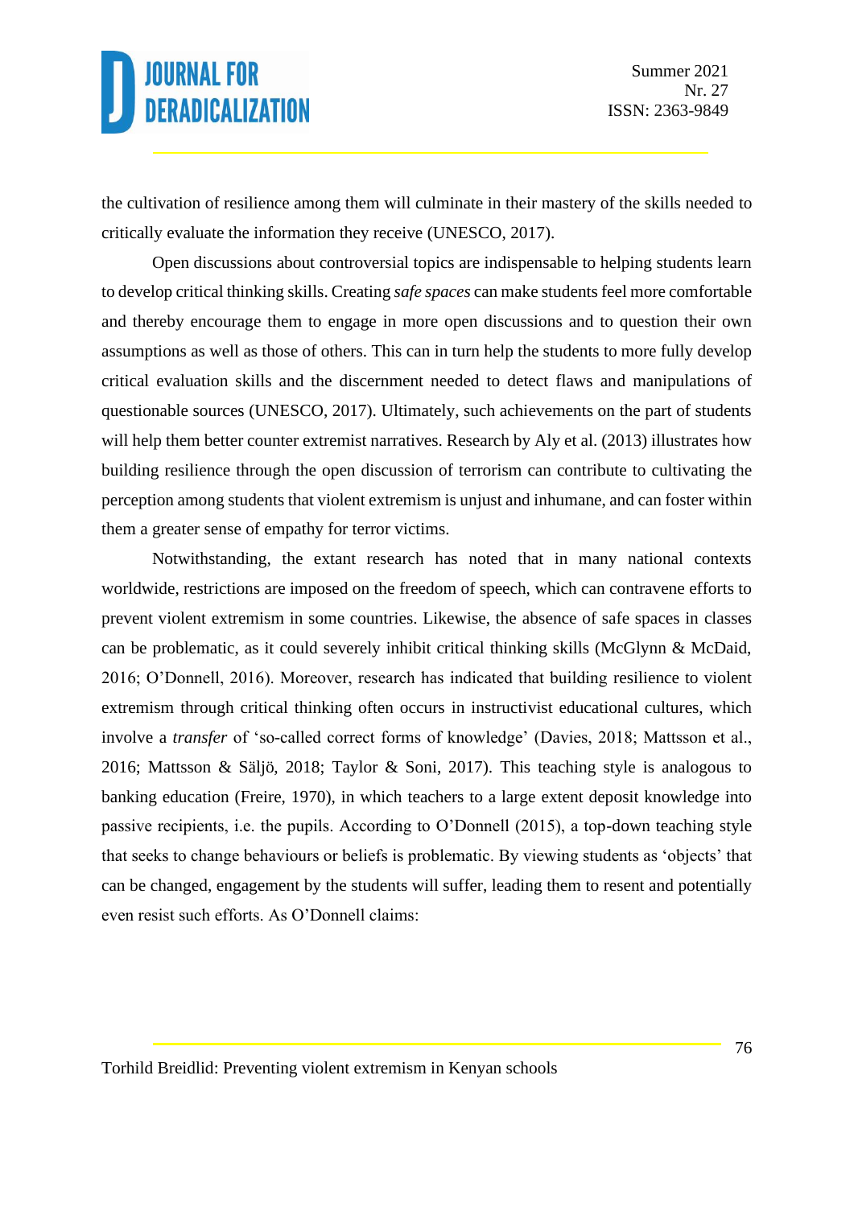the cultivation of resilience among them will culminate in their mastery of the skills needed to critically evaluate the information they receive (UNESCO, 2017).

Open discussions about controversial topics are indispensable to helping students learn to develop critical thinking skills. Creating *safe spaces* can make students feel more comfortable and thereby encourage them to engage in more open discussions and to question their own assumptions as well as those of others. This can in turn help the students to more fully develop critical evaluation skills and the discernment needed to detect flaws and manipulations of questionable sources (UNESCO, 2017). Ultimately, such achievements on the part of students will help them better counter extremist narratives. Research by Aly et al. (2013) illustrates how building resilience through the open discussion of terrorism can contribute to cultivating the perception among students that violent extremism is unjust and inhumane, and can foster within them a greater sense of empathy for terror victims.

Notwithstanding, the extant research has noted that in many national contexts worldwide, restrictions are imposed on the freedom of speech, which can contravene efforts to prevent violent extremism in some countries. Likewise, the absence of safe spaces in classes can be problematic, as it could severely inhibit critical thinking skills (McGlynn & McDaid, 2016; O'Donnell, 2016). Moreover, research has indicated that building resilience to violent extremism through critical thinking often occurs in instructivist educational cultures, which involve a *transfer* of 'so-called correct forms of knowledge' (Davies, 2018; Mattsson et al., 2016; Mattsson & Säljö, 2018; Taylor & Soni, 2017). This teaching style is analogous to banking education (Freire, 1970), in which teachers to a large extent deposit knowledge into passive recipients, i.e. the pupils. According to O'Donnell (2015), a top-down teaching style that seeks to change behaviours or beliefs is problematic. By viewing students as 'objects' that can be changed, engagement by the students will suffer, leading them to resent and potentially even resist such efforts. As O'Donnell claims: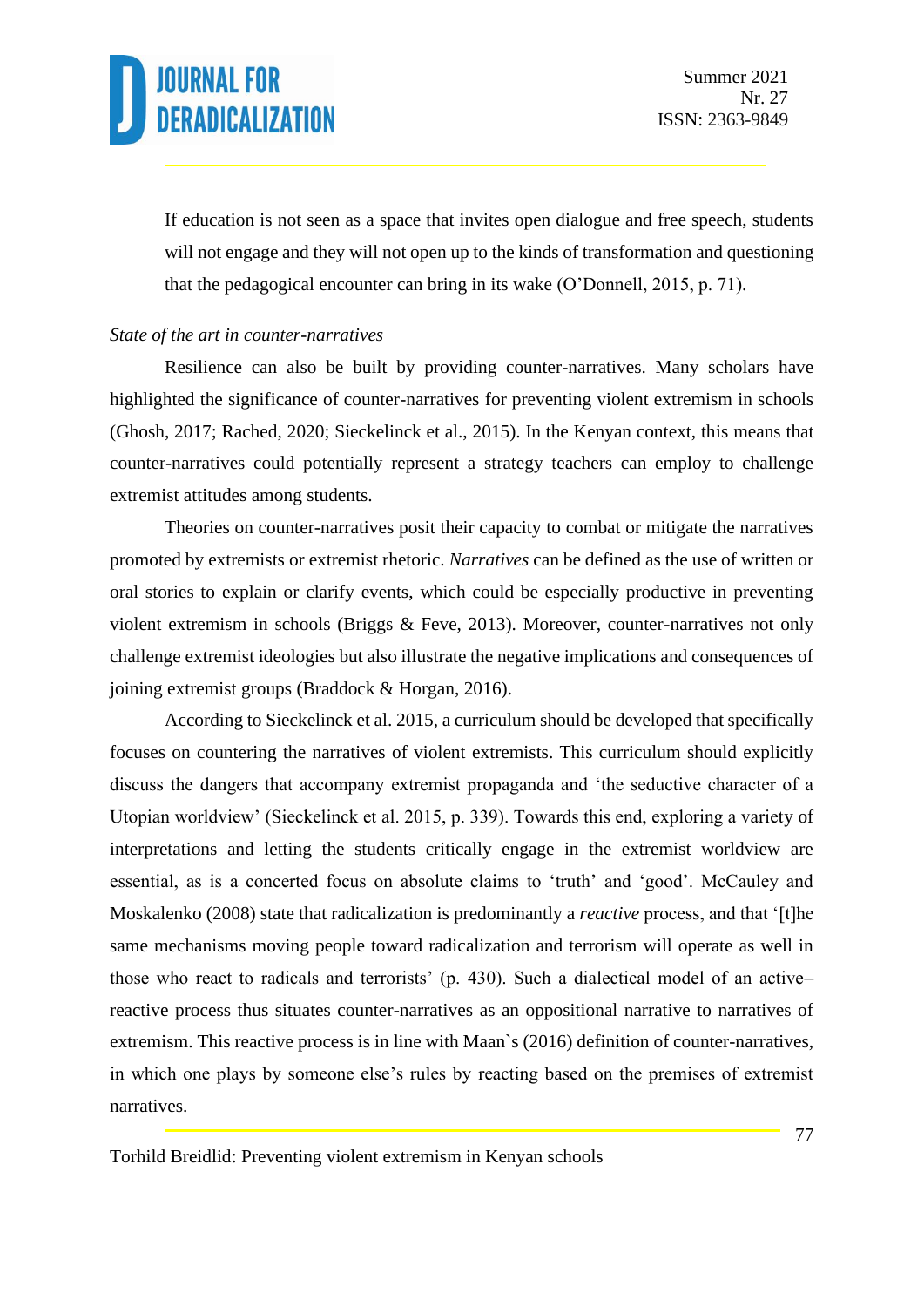> If education is not seen as a space that invites open dialogue and free speech, students will not engage and they will not open up to the kinds of transformation and questioning that the pedagogical encounter can bring in its wake (O'Donnell, 2015, p. 71).

*State of the art in counter-narratives*

Resilience can also be built by providing counter-narratives. Many scholars have highlighted the significance of counter-narratives for preventing violent extremism in schools (Ghosh, 2017; Rached, 2020; Sieckelinck et al., 2015). In the Kenyan context, this means that counter-narratives could potentially represent a strategy teachers can employ to challenge extremist attitudes among students.

Theories on counter-narratives posit their capacity to combat or mitigate the narratives promoted by extremists or extremist rhetoric. *Narratives* can be defined as the use of written or oral stories to explain or clarify events, which could be especially productive in preventing violent extremism in schools (Briggs & Feve, 2013). Moreover, counter-narratives not only challenge extremist ideologies but also illustrate the negative implications and consequences of joining extremist groups (Braddock & Horgan, 2016).

According to Sieckelinck et al. 2015, a curriculum should be developed that specifically focuses on countering the narratives of violent extremists. This curriculum should explicitly discuss the dangers that accompany extremist propaganda and 'the seductive character of a Utopian worldview' (Sieckelinck et al. 2015, p. 339). Towards this end, exploring a variety of interpretations and letting the students critically engage in the extremist worldview are essential, as is a concerted focus on absolute claims to 'truth' and 'good'. McCauley and Moskalenko (2008) state that radicalization is predominantly a *reactive* process, and that '[t]he same mechanisms moving people toward radicalization and terrorism will operate as well in those who react to radicals and terrorists' (p. 430). Such a dialectical model of an active–reactive process thus situates counter-narratives as an oppositional narrative to narratives of extremism. This reactive process is in line with Maan`s (2016) definition of counter-narratives, in which one plays by someone else's rules by reacting based on the premises of extremist narratives.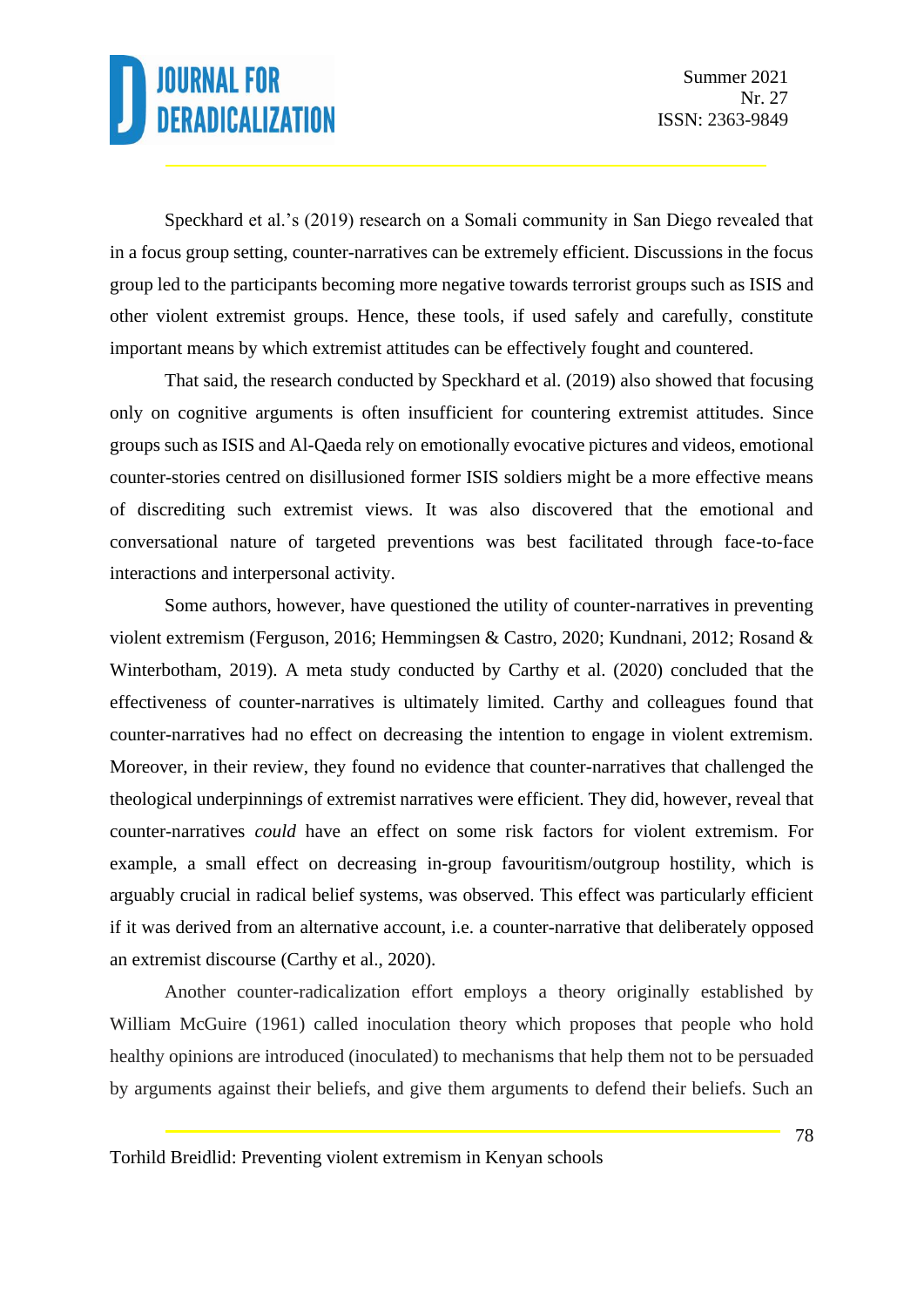Speckhard et al.'s (2019) research on a Somali community in San Diego revealed that in a focus group setting, counter-narratives can be extremely efficient. Discussions in the focus group led to the participants becoming more negative towards terrorist groups such as ISIS and other violent extremist groups. Hence, these tools, if used safely and carefully, constitute important means by which extremist attitudes can be effectively fought and countered.

That said, the research conducted by Speckhard et al. (2019) also showed that focusing only on cognitive arguments is often insufficient for countering extremist attitudes. Since groups such as ISIS and Al-Qaeda rely on emotionally evocative pictures and videos, emotional counter-stories centred on disillusioned former ISIS soldiers might be a more effective means of discrediting such extremist views. It was also discovered that the emotional and conversational nature of targeted preventions was best facilitated through face-to-face interactions and interpersonal activity.

Some authors, however, have questioned the utility of counter-narratives in preventing violent extremism (Ferguson, 2016; Hemmingsen & Castro, 2020; Kundnani, 2012; Rosand & Winterbotham, 2019). A meta study conducted by Carthy et al. (2020) concluded that the effectiveness of counter-narratives is ultimately limited. Carthy and colleagues found that counter-narratives had no effect on decreasing the intention to engage in violent extremism. Moreover, in their review, they found no evidence that counter-narratives that challenged the theological underpinnings of extremist narratives were efficient. They did, however, reveal that counter-narratives *could* have an effect on some risk factors for violent extremism. For example, a small effect on decreasing in-group favouritism/outgroup hostility, which is arguably crucial in radical belief systems, was observed. This effect was particularly efficient if it was derived from an alternative account, i.e. a counter-narrative that deliberately opposed an extremist discourse (Carthy et al., 2020).

Another counter-radicalization effort employs a theory originally established by William McGuire (1961) called inoculation theory which proposes that people who hold healthy opinions are introduced (inoculated) to mechanisms that help them not to be persuaded by arguments against their beliefs, and give them arguments to defend their beliefs. Such an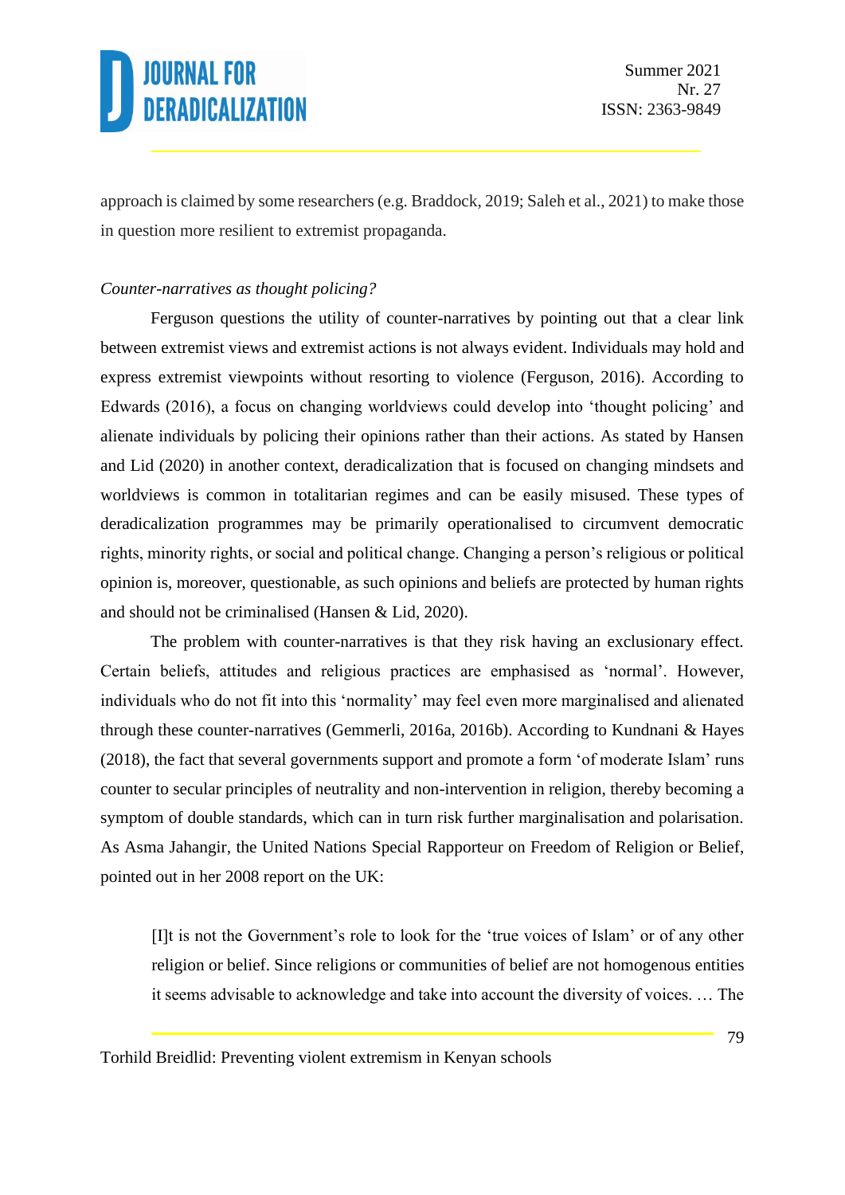approach is claimed by some researchers (e.g. Braddock, 2019; Saleh et al., 2021) to make those in question more resilient to extremist propaganda.

*Counter-narratives as thought policing?*

Ferguson questions the utility of counter-narratives by pointing out that a clear link between extremist views and extremist actions is not always evident. Individuals may hold and express extremist viewpoints without resorting to violence (Ferguson, 2016). According to Edwards (2016), a focus on changing worldviews could develop into 'thought policing' and alienate individuals by policing their opinions rather than their actions. As stated by Hansen and Lid (2020) in another context, deradicalization that is focused on changing mindsets and worldviews is common in totalitarian regimes and can be easily misused. These types of deradicalization programmes may be primarily operationalised to circumvent democratic rights, minority rights, or social and political change. Changing a person's religious or political opinion is, moreover, questionable, as such opinions and beliefs are protected by human rights and should not be criminalised (Hansen & Lid, 2020).

The problem with counter-narratives is that they risk having an exclusionary effect. Certain beliefs, attitudes and religious practices are emphasised as 'normal'. However, individuals who do not fit into this 'normality' may feel even more marginalised and alienated through these counter-narratives (Gemmerli, 2016a, 2016b). According to Kundnani & Hayes (2018), the fact that several governments support and promote a form 'of moderate Islam' runs counter to secular principles of neutrality and non-intervention in religion, thereby becoming a symptom of double standards, which can in turn risk further marginalisation and polarisation. As Asma Jahangir, the United Nations Special Rapporteur on Freedom of Religion or Belief, pointed out in her 2008 report on the UK:

> [I]t is not the Government's role to look for the 'true voices of Islam' or of any other religion or belief. Since religions or communities of belief are not homogenous entities it seems advisable to acknowledge and take into account the diversity of voices. … The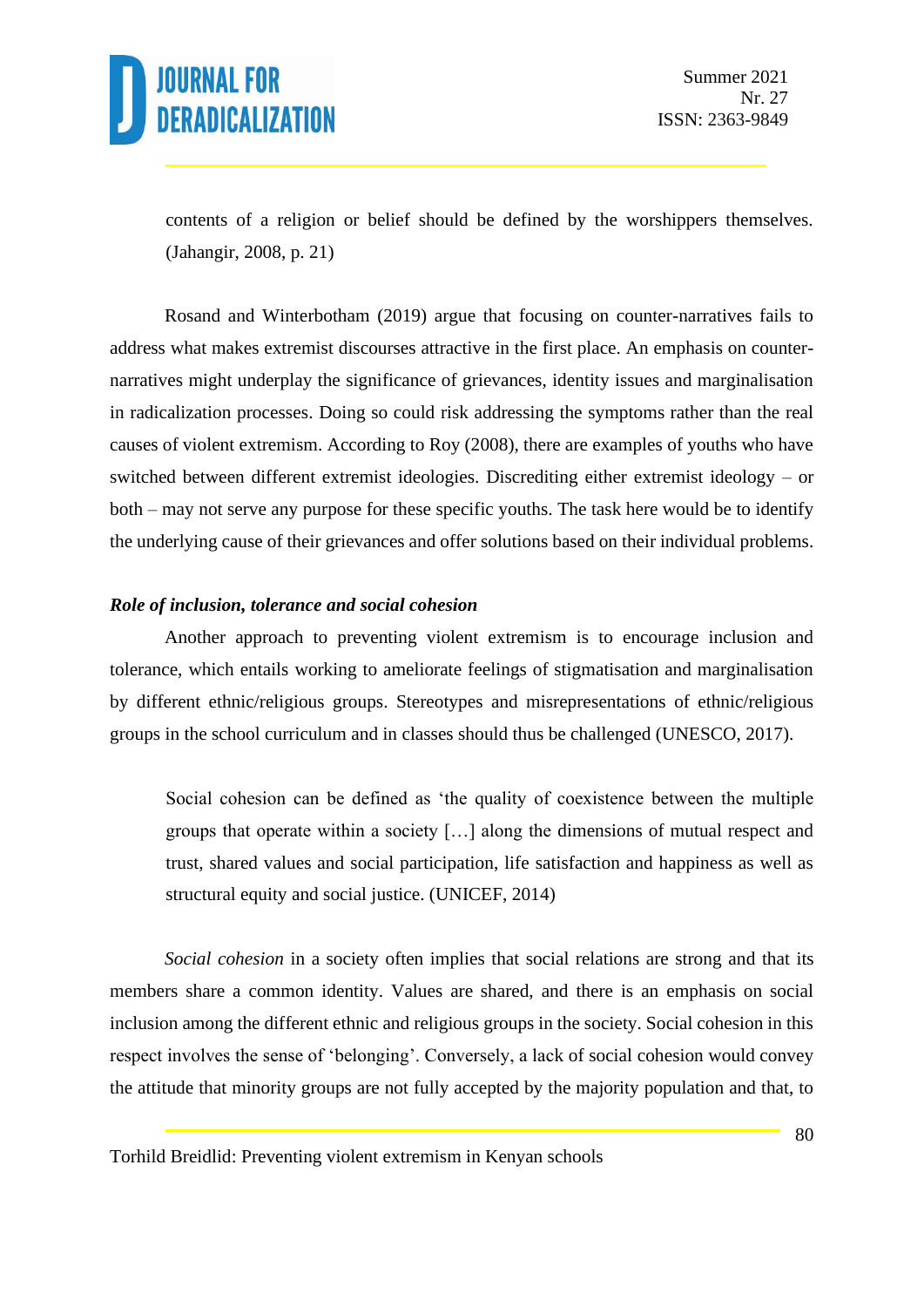> contents of a religion or belief should be defined by the worshippers themselves. (Jahangir, 2008, p. 21)

Rosand and Winterbotham (2019) argue that focusing on counter-narratives fails to address what makes extremist discourses attractive in the first place. An emphasis on counter-narratives might underplay the significance of grievances, identity issues and marginalisation in radicalization processes. Doing so could risk addressing the symptoms rather than the real causes of violent extremism. According to Roy (2008), there are examples of youths who have switched between different extremist ideologies. Discrediting either extremist ideology – or both – may not serve any purpose for these specific youths. The task here would be to identify the underlying cause of their grievances and offer solutions based on their individual problems.

***Role of inclusion, tolerance and social cohesion***

Another approach to preventing violent extremism is to encourage inclusion and tolerance, which entails working to ameliorate feelings of stigmatisation and marginalisation by different ethnic/religious groups. Stereotypes and misrepresentations of ethnic/religious groups in the school curriculum and in classes should thus be challenged (UNESCO, 2017).

> Social cohesion can be defined as 'the quality of coexistence between the multiple groups that operate within a society […] along the dimensions of mutual respect and trust, shared values and social participation, life satisfaction and happiness as well as structural equity and social justice. (UNICEF, 2014)

*Social cohesion* in a society often implies that social relations are strong and that its members share a common identity. Values are shared, and there is an emphasis on social inclusion among the different ethnic and religious groups in the society. Social cohesion in this respect involves the sense of 'belonging'. Conversely, a lack of social cohesion would convey the attitude that minority groups are not fully accepted by the majority population and that, to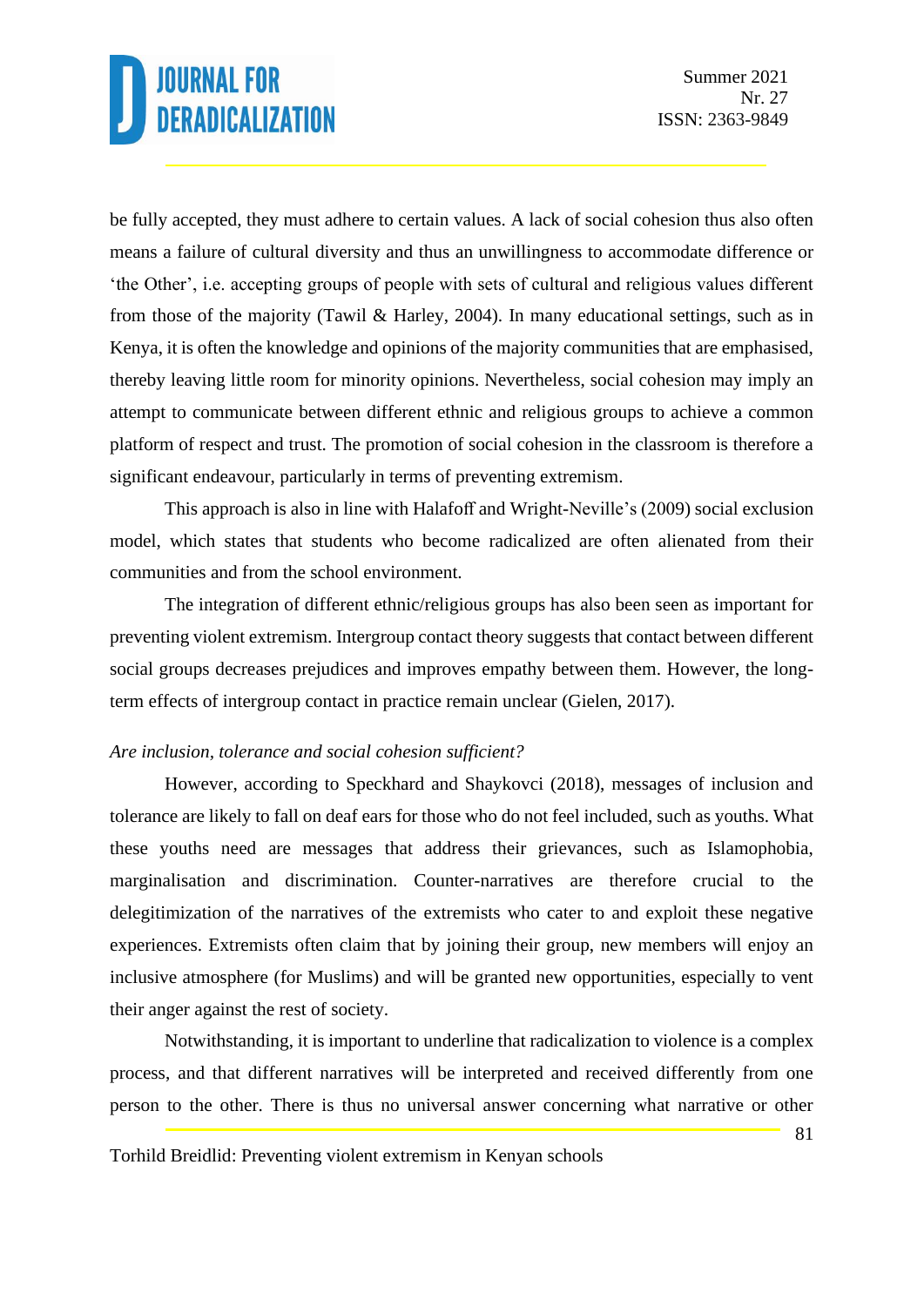be fully accepted, they must adhere to certain values. A lack of social cohesion thus also often means a failure of cultural diversity and thus an unwillingness to accommodate difference or 'the Other', i.e. accepting groups of people with sets of cultural and religious values different from those of the majority (Tawil & Harley, 2004). In many educational settings, such as in Kenya, it is often the knowledge and opinions of the majority communities that are emphasised, thereby leaving little room for minority opinions. Nevertheless, social cohesion may imply an attempt to communicate between different ethnic and religious groups to achieve a common platform of respect and trust. The promotion of social cohesion in the classroom is therefore a significant endeavour, particularly in terms of preventing extremism.

This approach is also in line with Halafoff and Wright-Neville's (2009) social exclusion model, which states that students who become radicalized are often alienated from their communities and from the school environment.

The integration of different ethnic/religious groups has also been seen as important for preventing violent extremism. Intergroup contact theory suggests that contact between different social groups decreases prejudices and improves empathy between them. However, the long-term effects of intergroup contact in practice remain unclear (Gielen, 2017).

*Are inclusion, tolerance and social cohesion sufficient?*

However, according to Speckhard and Shaykovci (2018), messages of inclusion and tolerance are likely to fall on deaf ears for those who do not feel included, such as youths. What these youths need are messages that address their grievances, such as Islamophobia, marginalisation and discrimination. Counter-narratives are therefore crucial to the delegitimization of the narratives of the extremists who cater to and exploit these negative experiences. Extremists often claim that by joining their group, new members will enjoy an inclusive atmosphere (for Muslims) and will be granted new opportunities, especially to vent their anger against the rest of society.

Notwithstanding, it is important to underline that radicalization to violence is a complex process, and that different narratives will be interpreted and received differently from one person to the other. There is thus no universal answer concerning what narrative or other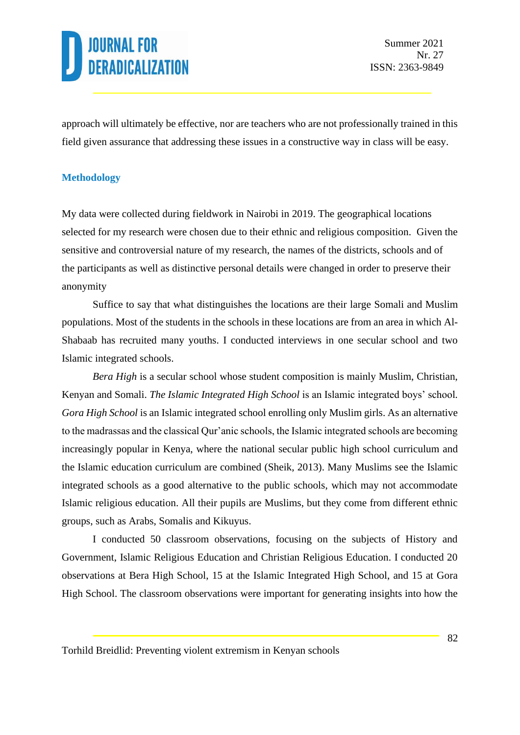approach will ultimately be effective, nor are teachers who are not professionally trained in this field given assurance that addressing these issues in a constructive way in class will be easy.

## Methodology

My data were collected during fieldwork in Nairobi in 2019. The geographical locations selected for my research were chosen due to their ethnic and religious composition. Given the sensitive and controversial nature of my research, the names of the districts, schools and of the participants as well as distinctive personal details were changed in order to preserve their anonymity

Suffice to say that what distinguishes the locations are their large Somali and Muslim populations. Most of the students in the schools in these locations are from an area in which Al-Shabaab has recruited many youths. I conducted interviews in one secular school and two Islamic integrated schools.

*Bera High* is a secular school whose student composition is mainly Muslim, Christian, Kenyan and Somali. *The Islamic Integrated High School* is an Islamic integrated boys' school. *Gora High School* is an Islamic integrated school enrolling only Muslim girls. As an alternative to the madrassas and the classical Qur'anic schools, the Islamic integrated schools are becoming increasingly popular in Kenya, where the national secular public high school curriculum and the Islamic education curriculum are combined (Sheik, 2013). Many Muslims see the Islamic integrated schools as a good alternative to the public schools, which may not accommodate Islamic religious education. All their pupils are Muslims, but they come from different ethnic groups, such as Arabs, Somalis and Kikuyus.

I conducted 50 classroom observations, focusing on the subjects of History and Government, Islamic Religious Education and Christian Religious Education. I conducted 20 observations at Bera High School, 15 at the Islamic Integrated High School, and 15 at Gora High School. The classroom observations were important for generating insights into how the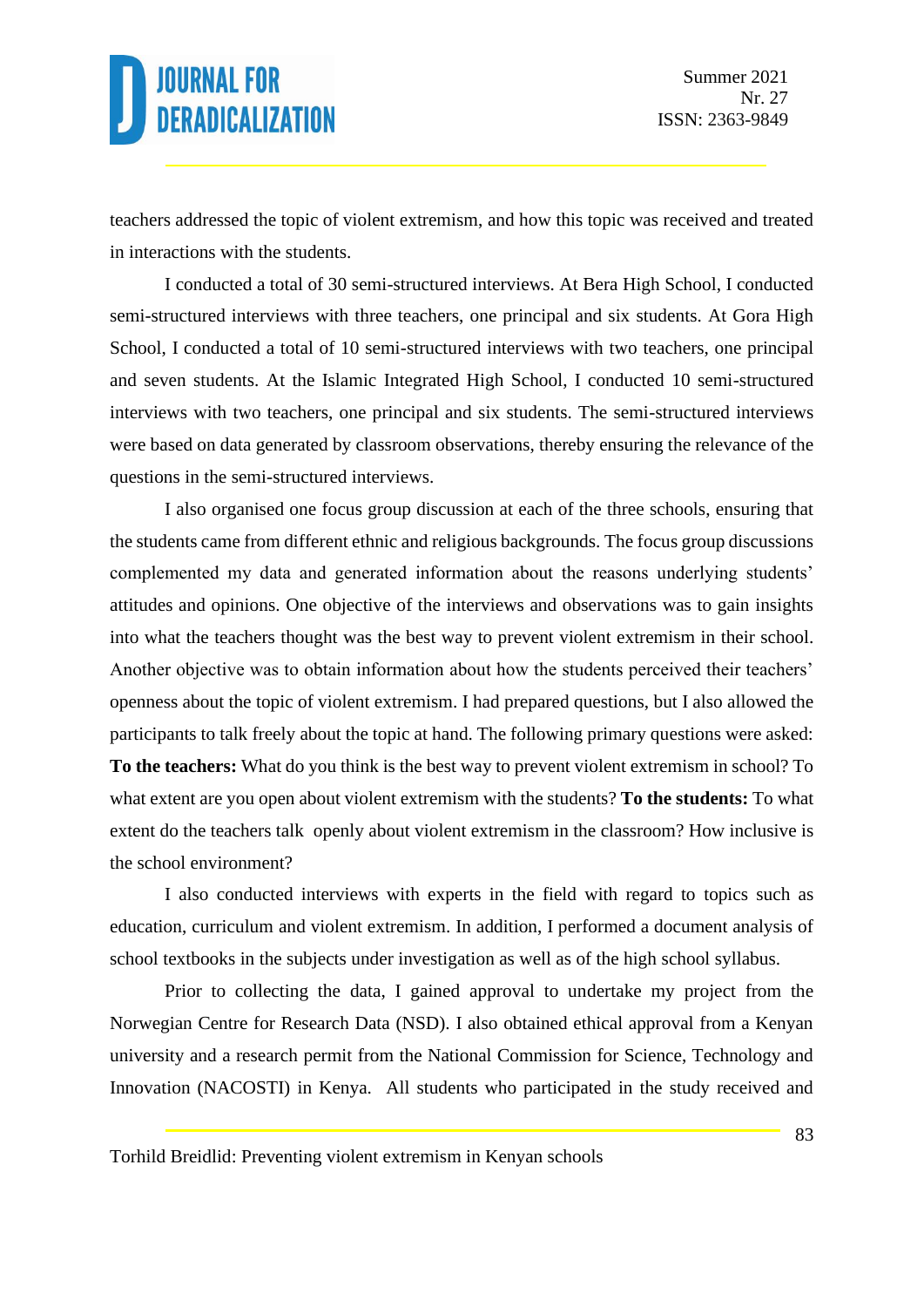teachers addressed the topic of violent extremism, and how this topic was received and treated in interactions with the students.

I conducted a total of 30 semi-structured interviews. At Bera High School, I conducted semi-structured interviews with three teachers, one principal and six students. At Gora High School, I conducted a total of 10 semi-structured interviews with two teachers, one principal and seven students. At the Islamic Integrated High School, I conducted 10 semi-structured interviews with two teachers, one principal and six students. The semi-structured interviews were based on data generated by classroom observations, thereby ensuring the relevance of the questions in the semi-structured interviews.

I also organised one focus group discussion at each of the three schools, ensuring that the students came from different ethnic and religious backgrounds. The focus group discussions complemented my data and generated information about the reasons underlying students' attitudes and opinions. One objective of the interviews and observations was to gain insights into what the teachers thought was the best way to prevent violent extremism in their school. Another objective was to obtain information about how the students perceived their teachers' openness about the topic of violent extremism. I had prepared questions, but I also allowed the participants to talk freely about the topic at hand. The following primary questions were asked: **To the teachers:** What do you think is the best way to prevent violent extremism in school? To what extent are you open about violent extremism with the students? **To the students:** To what extent do the teachers talk openly about violent extremism in the classroom? How inclusive is the school environment?

I also conducted interviews with experts in the field with regard to topics such as education, curriculum and violent extremism. In addition, I performed a document analysis of school textbooks in the subjects under investigation as well as of the high school syllabus.

Prior to collecting the data, I gained approval to undertake my project from the Norwegian Centre for Research Data (NSD). I also obtained ethical approval from a Kenyan university and a research permit from the National Commission for Science, Technology and Innovation (NACOSTI) in Kenya. All students who participated in the study received and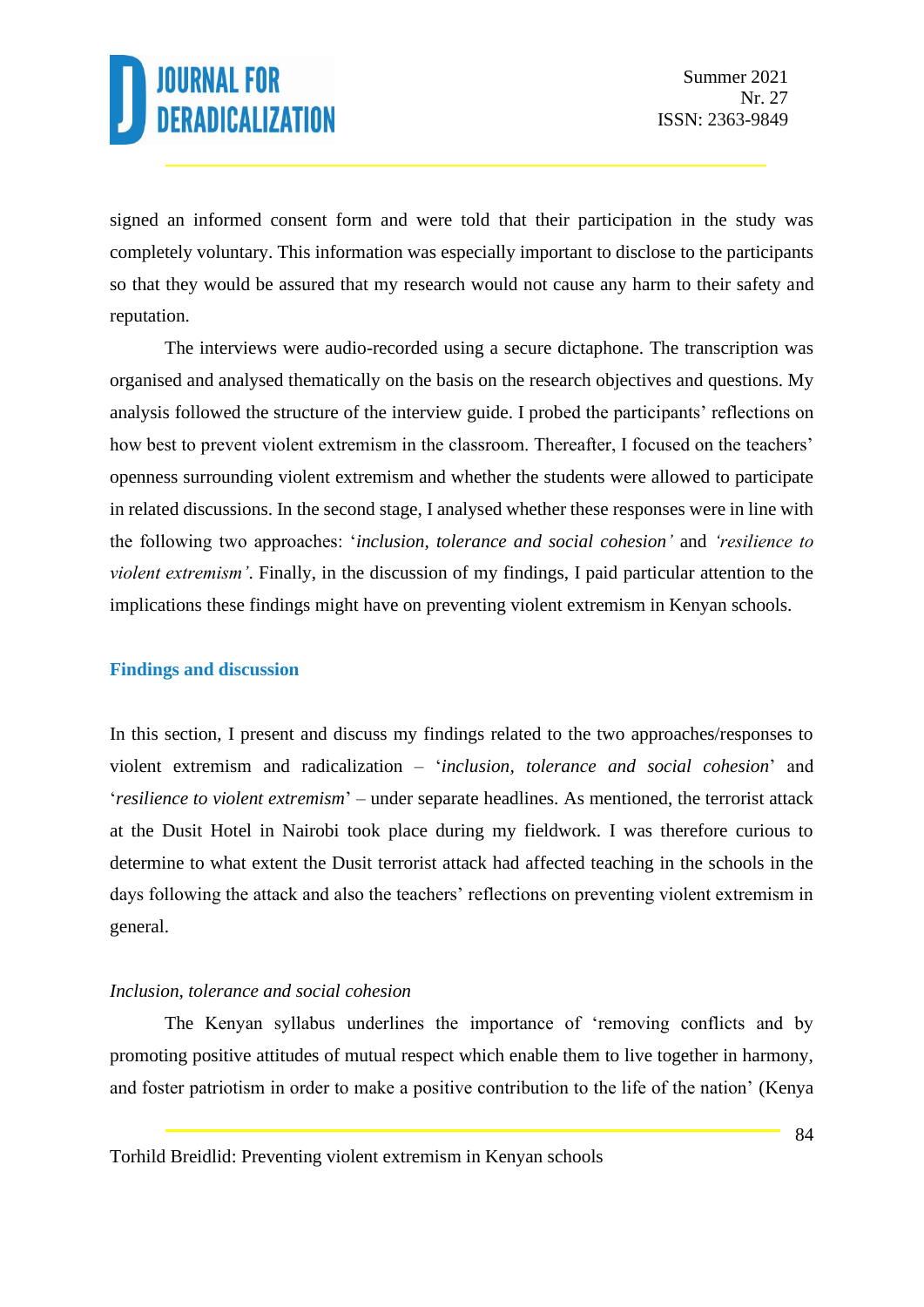signed an informed consent form and were told that their participation in the study was completely voluntary. This information was especially important to disclose to the participants so that they would be assured that my research would not cause any harm to their safety and reputation.

The interviews were audio-recorded using a secure dictaphone. The transcription was organised and analysed thematically on the basis on the research objectives and questions. My analysis followed the structure of the interview guide. I probed the participants' reflections on how best to prevent violent extremism in the classroom. Thereafter, I focused on the teachers' openness surrounding violent extremism and whether the students were allowed to participate in related discussions. In the second stage, I analysed whether these responses were in line with the following two approaches: '*inclusion, tolerance and social cohesion'* and *'resilience to violent extremism'*. Finally, in the discussion of my findings, I paid particular attention to the implications these findings might have on preventing violent extremism in Kenyan schools.

## Findings and discussion

In this section, I present and discuss my findings related to the two approaches/responses to violent extremism and radicalization – '*inclusion, tolerance and social cohesion*' and '*resilience to violent extremism*' – under separate headlines. As mentioned, the terrorist attack at the Dusit Hotel in Nairobi took place during my fieldwork. I was therefore curious to determine to what extent the Dusit terrorist attack had affected teaching in the schools in the days following the attack and also the teachers' reflections on preventing violent extremism in general.

### *Inclusion, tolerance and social cohesion*

The Kenyan syllabus underlines the importance of 'removing conflicts and by promoting positive attitudes of mutual respect which enable them to live together in harmony, and foster patriotism in order to make a positive contribution to the life of the nation' (Kenya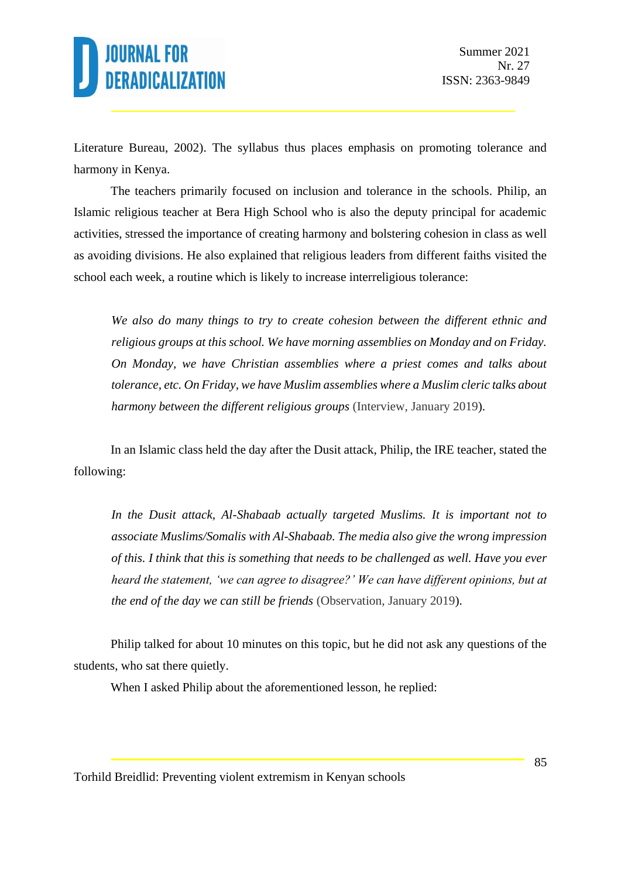Literature Bureau, 2002). The syllabus thus places emphasis on promoting tolerance and harmony in Kenya.

The teachers primarily focused on inclusion and tolerance in the schools. Philip, an Islamic religious teacher at Bera High School who is also the deputy principal for academic activities, stressed the importance of creating harmony and bolstering cohesion in class as well as avoiding divisions. He also explained that religious leaders from different faiths visited the school each week, a routine which is likely to increase interreligious tolerance:

> *We also do many things to try to create cohesion between the different ethnic and religious groups at this school. We have morning assemblies on Monday and on Friday. On Monday, we have Christian assemblies where a priest comes and talks about tolerance, etc. On Friday, we have Muslim assemblies where a Muslim cleric talks about harmony between the different religious groups* (Interview, January 2019).

In an Islamic class held the day after the Dusit attack, Philip, the IRE teacher, stated the following:

> *In the Dusit attack, Al-Shabaab actually targeted Muslims. It is important not to associate Muslims/Somalis with Al-Shabaab. The media also give the wrong impression of this. I think that this is something that needs to be challenged as well. Have you ever heard the statement, 'we can agree to disagree?' We can have different opinions, but at the end of the day we can still be friends* (Observation, January 2019).

Philip talked for about 10 minutes on this topic, but he did not ask any questions of the students, who sat there quietly.

When I asked Philip about the aforementioned lesson, he replied: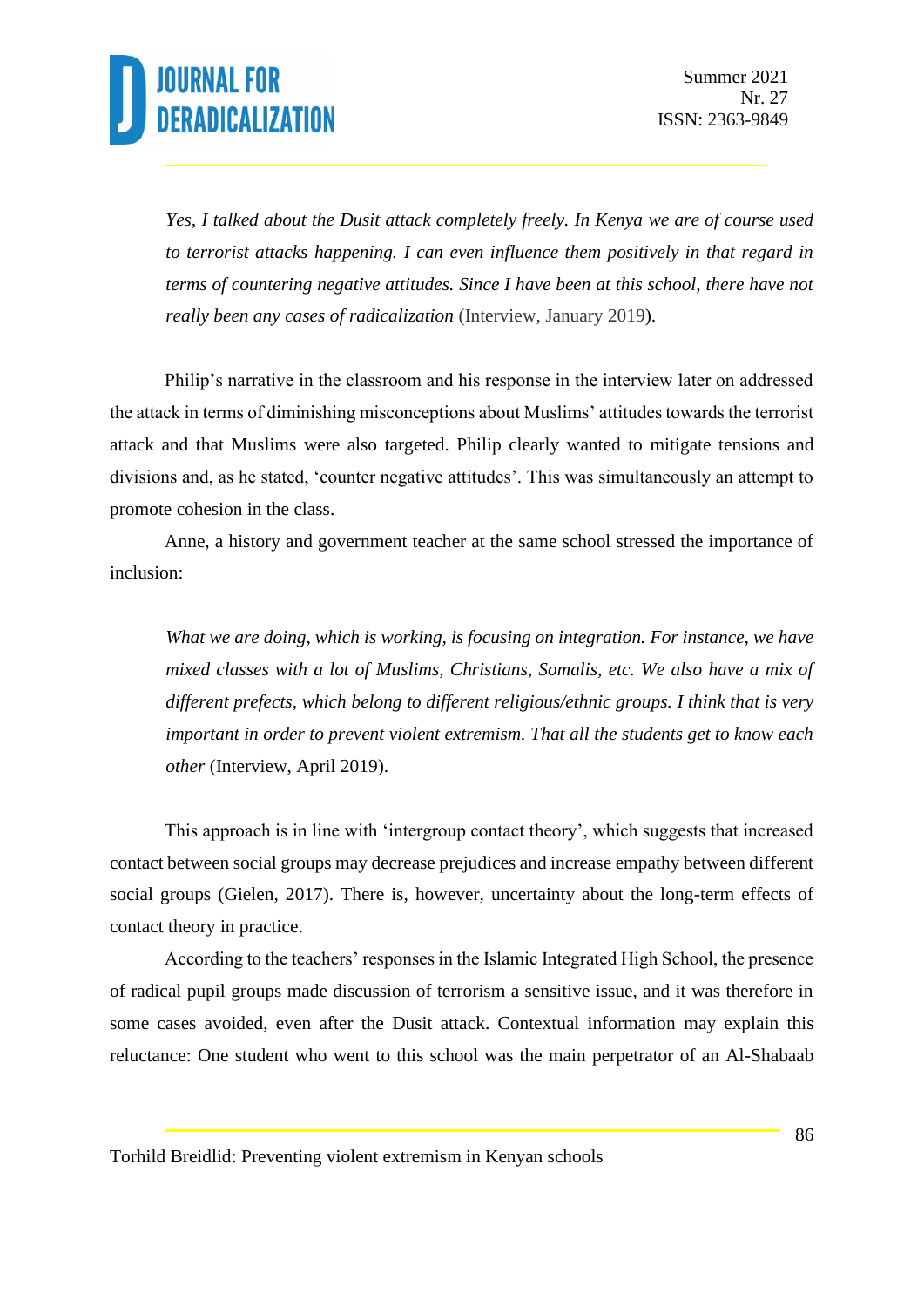> *Yes, I talked about the Dusit attack completely freely. In Kenya we are of course used to terrorist attacks happening. I can even influence them positively in that regard in terms of countering negative attitudes. Since I have been at this school, there have not really been any cases of radicalization* (Interview, January 2019).

Philip's narrative in the classroom and his response in the interview later on addressed the attack in terms of diminishing misconceptions about Muslims' attitudes towards the terrorist attack and that Muslims were also targeted. Philip clearly wanted to mitigate tensions and divisions and, as he stated, 'counter negative attitudes'. This was simultaneously an attempt to promote cohesion in the class.

Anne, a history and government teacher at the same school stressed the importance of inclusion:

> *What we are doing, which is working, is focusing on integration. For instance, we have mixed classes with a lot of Muslims, Christians, Somalis, etc. We also have a mix of different prefects, which belong to different religious/ethnic groups. I think that is very important in order to prevent violent extremism. That all the students get to know each other* (Interview, April 2019).

This approach is in line with 'intergroup contact theory', which suggests that increased contact between social groups may decrease prejudices and increase empathy between different social groups (Gielen, 2017). There is, however, uncertainty about the long-term effects of contact theory in practice.

According to the teachers' responses in the Islamic Integrated High School, the presence of radical pupil groups made discussion of terrorism a sensitive issue, and it was therefore in some cases avoided, even after the Dusit attack. Contextual information may explain this reluctance: One student who went to this school was the main perpetrator of an Al-Shabaab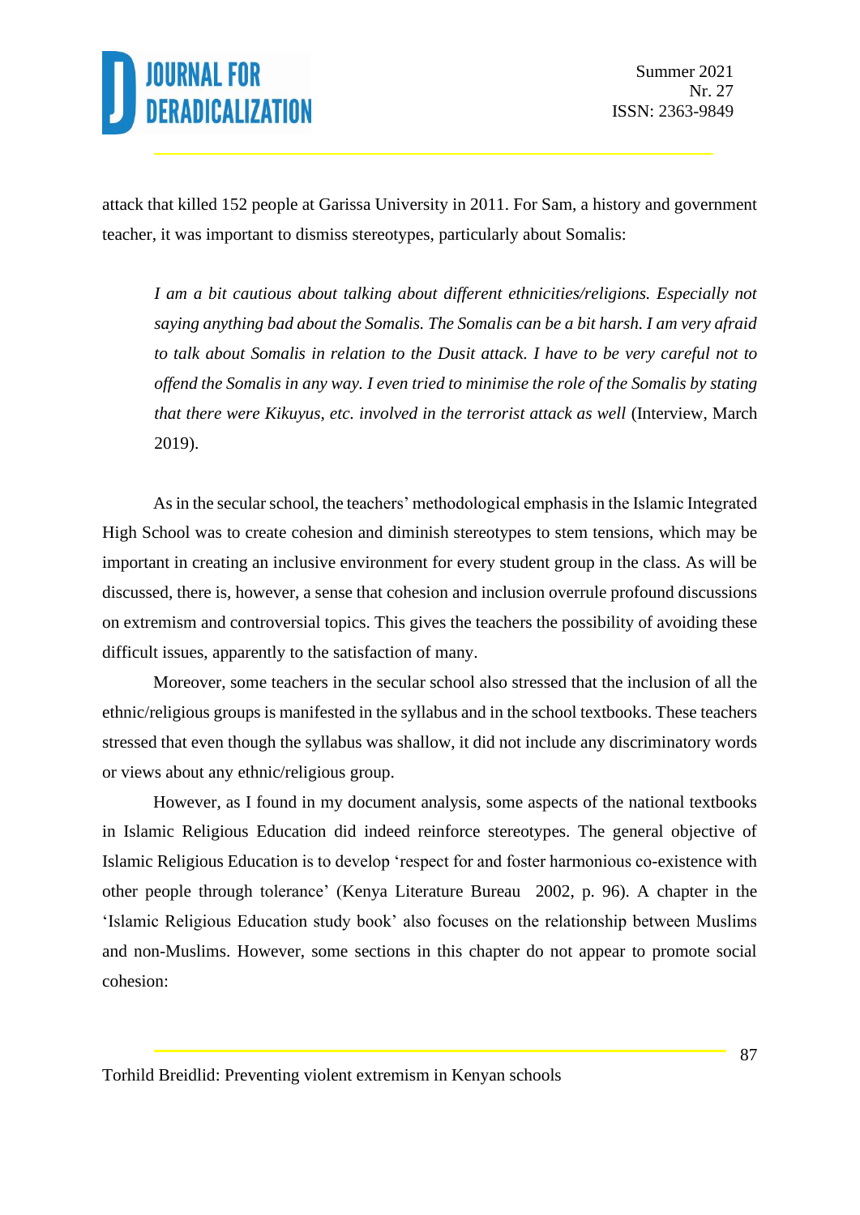attack that killed 152 people at Garissa University in 2011. For Sam, a history and government teacher, it was important to dismiss stereotypes, particularly about Somalis:

> *I am a bit cautious about talking about different ethnicities/religions. Especially not saying anything bad about the Somalis. The Somalis can be a bit harsh. I am very afraid to talk about Somalis in relation to the Dusit attack. I have to be very careful not to offend the Somalis in any way. I even tried to minimise the role of the Somalis by stating that there were Kikuyus, etc. involved in the terrorist attack as well* (Interview, March 2019).

As in the secular school, the teachers' methodological emphasis in the Islamic Integrated High School was to create cohesion and diminish stereotypes to stem tensions, which may be important in creating an inclusive environment for every student group in the class. As will be discussed, there is, however, a sense that cohesion and inclusion overrule profound discussions on extremism and controversial topics. This gives the teachers the possibility of avoiding these difficult issues, apparently to the satisfaction of many.

Moreover, some teachers in the secular school also stressed that the inclusion of all the ethnic/religious groups is manifested in the syllabus and in the school textbooks. These teachers stressed that even though the syllabus was shallow, it did not include any discriminatory words or views about any ethnic/religious group.

However, as I found in my document analysis, some aspects of the national textbooks in Islamic Religious Education did indeed reinforce stereotypes. The general objective of Islamic Religious Education is to develop 'respect for and foster harmonious co-existence with other people through tolerance' (Kenya Literature Bureau 2002, p. 96). A chapter in the 'Islamic Religious Education study book' also focuses on the relationship between Muslims and non-Muslims. However, some sections in this chapter do not appear to promote social cohesion: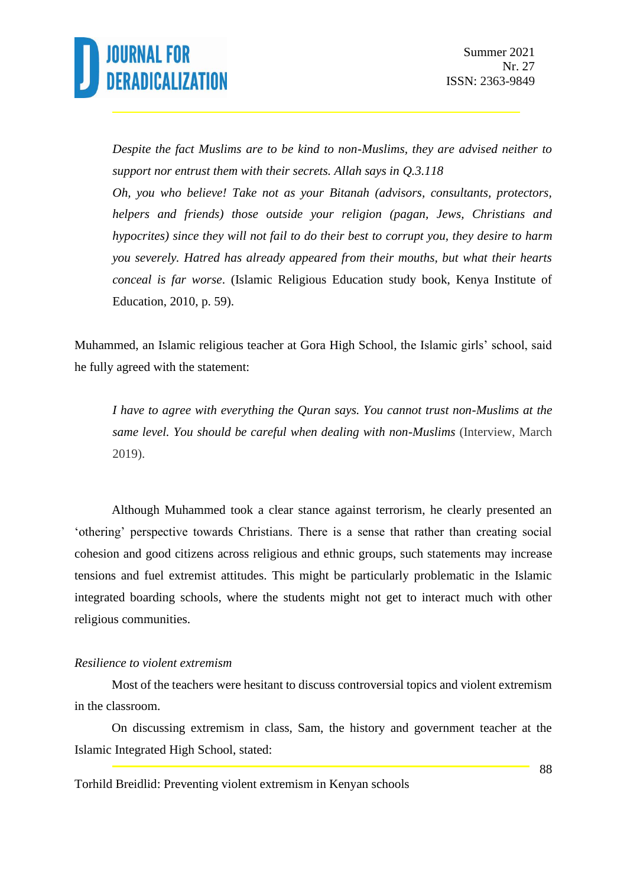> *Despite the fact Muslims are to be kind to non-Muslims, they are advised neither to support nor entrust them with their secrets. Allah says in Q.3.118*
> *Oh, you who believe! Take not as your Bitanah (advisors, consultants, protectors, helpers and friends) those outside your religion (pagan, Jews, Christians and hypocrites) since they will not fail to do their best to corrupt you, they desire to harm you severely. Hatred has already appeared from their mouths, but what their hearts conceal is far worse*. (Islamic Religious Education study book, Kenya Institute of Education, 2010, p. 59).

Muhammed, an Islamic religious teacher at Gora High School, the Islamic girls' school, said he fully agreed with the statement:

> *I have to agree with everything the Quran says. You cannot trust non-Muslims at the same level. You should be careful when dealing with non-Muslims* (Interview, March 2019).

Although Muhammed took a clear stance against terrorism, he clearly presented an 'othering' perspective towards Christians. There is a sense that rather than creating social cohesion and good citizens across religious and ethnic groups, such statements may increase tensions and fuel extremist attitudes. This might be particularly problematic in the Islamic integrated boarding schools, where the students might not get to interact much with other religious communities.

*Resilience to violent extremism*

Most of the teachers were hesitant to discuss controversial topics and violent extremism in the classroom.

On discussing extremism in class, Sam, the history and government teacher at the Islamic Integrated High School, stated: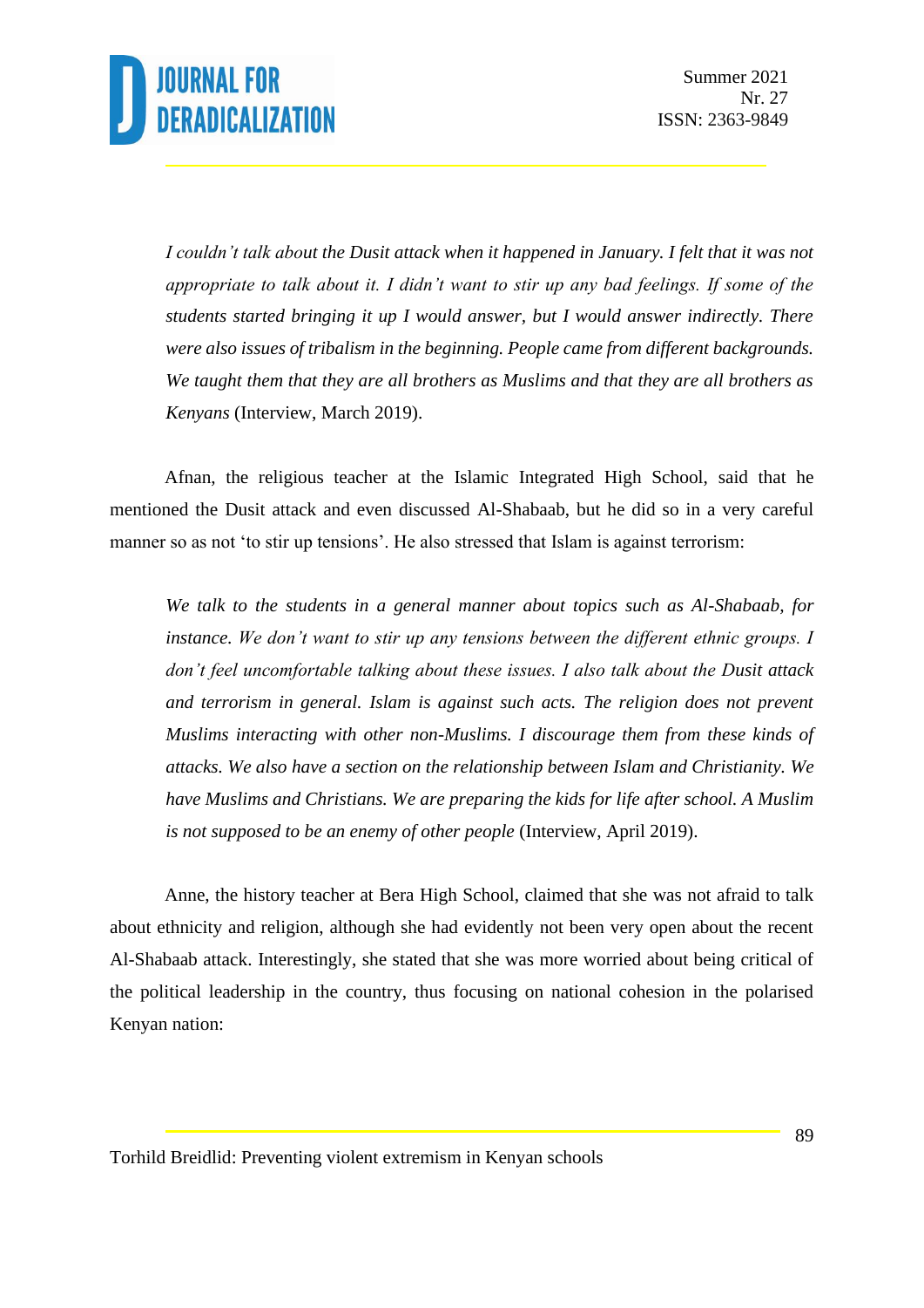> *I couldn't talk about the Dusit attack when it happened in January. I felt that it was not appropriate to talk about it. I didn't want to stir up any bad feelings. If some of the students started bringing it up I would answer, but I would answer indirectly. There were also issues of tribalism in the beginning. People came from different backgrounds. We taught them that they are all brothers as Muslims and that they are all brothers as Kenyans* (Interview, March 2019).

Afnan, the religious teacher at the Islamic Integrated High School, said that he mentioned the Dusit attack and even discussed Al-Shabaab, but he did so in a very careful manner so as not 'to stir up tensions'. He also stressed that Islam is against terrorism:

> *We talk to the students in a general manner about topics such as Al-Shabaab, for instance. We don't want to stir up any tensions between the different ethnic groups. I don't feel uncomfortable talking about these issues. I also talk about the Dusit attack and terrorism in general. Islam is against such acts. The religion does not prevent Muslims interacting with other non-Muslims. I discourage them from these kinds of attacks. We also have a section on the relationship between Islam and Christianity. We have Muslims and Christians. We are preparing the kids for life after school. A Muslim is not supposed to be an enemy of other people* (Interview, April 2019).

Anne, the history teacher at Bera High School, claimed that she was not afraid to talk about ethnicity and religion, although she had evidently not been very open about the recent Al-Shabaab attack. Interestingly, she stated that she was more worried about being critical of the political leadership in the country, thus focusing on national cohesion in the polarised Kenyan nation: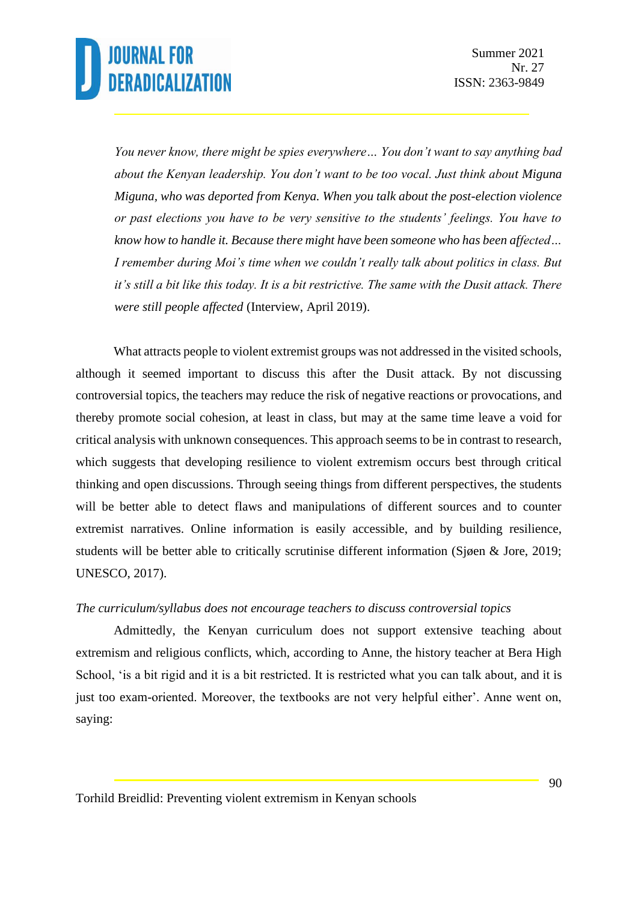> *You never know, there might be spies everywhere… You don't want to say anything bad about the Kenyan leadership. You don't want to be too vocal. Just think about Miguna Miguna, who was deported from Kenya. When you talk about the post-election violence or past elections you have to be very sensitive to the students' feelings. You have to know how to handle it. Because there might have been someone who has been affected… I remember during Moi's time when we couldn't really talk about politics in class. But it's still a bit like this today. It is a bit restrictive. The same with the Dusit attack. There were still people affected* (Interview, April 2019).

What attracts people to violent extremist groups was not addressed in the visited schools, although it seemed important to discuss this after the Dusit attack. By not discussing controversial topics, the teachers may reduce the risk of negative reactions or provocations, and thereby promote social cohesion, at least in class, but may at the same time leave a void for critical analysis with unknown consequences. This approach seems to be in contrast to research, which suggests that developing resilience to violent extremism occurs best through critical thinking and open discussions. Through seeing things from different perspectives, the students will be better able to detect flaws and manipulations of different sources and to counter extremist narratives. Online information is easily accessible, and by building resilience, students will be better able to critically scrutinise different information (Sjøen & Jore, 2019; UNESCO, 2017).

*The curriculum/syllabus does not encourage teachers to discuss controversial topics*

Admittedly, the Kenyan curriculum does not support extensive teaching about extremism and religious conflicts, which, according to Anne, the history teacher at Bera High School, 'is a bit rigid and it is a bit restricted. It is restricted what you can talk about, and it is just too exam-oriented. Moreover, the textbooks are not very helpful either'. Anne went on, saying: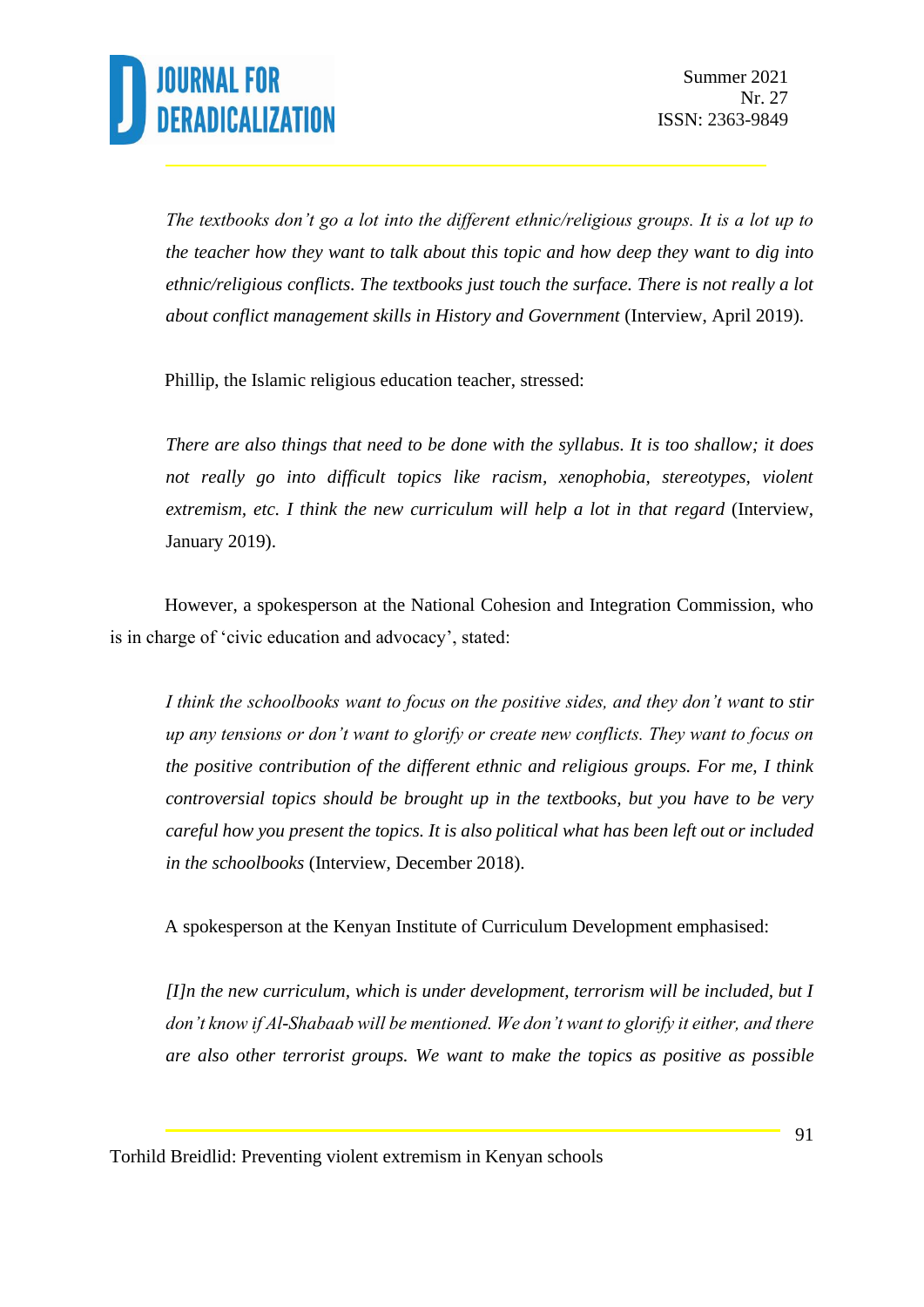*The textbooks don't go a lot into the different ethnic/religious groups. It is a lot up to the teacher how they want to talk about this topic and how deep they want to dig into ethnic/religious conflicts. The textbooks just touch the surface. There is not really a lot about conflict management skills in History and Government* (Interview, April 2019).

Phillip, the Islamic religious education teacher, stressed:

*There are also things that need to be done with the syllabus. It is too shallow; it does not really go into difficult topics like racism, xenophobia, stereotypes, violent extremism, etc. I think the new curriculum will help a lot in that regard* (Interview, January 2019).

However, a spokesperson at the National Cohesion and Integration Commission, who is in charge of 'civic education and advocacy', stated:

*I think the schoolbooks want to focus on the positive sides, and they don't want to stir up any tensions or don't want to glorify or create new conflicts. They want to focus on the positive contribution of the different ethnic and religious groups. For me, I think controversial topics should be brought up in the textbooks, but you have to be very careful how you present the topics. It is also political what has been left out or included in the schoolbooks* (Interview, December 2018).

A spokesperson at the Kenyan Institute of Curriculum Development emphasised:

*[I]n the new curriculum, which is under development, terrorism will be included, but I don't know if Al-Shabaab will be mentioned. We don't want to glorify it either, and there are also other terrorist groups. We want to make the topics as positive as possible*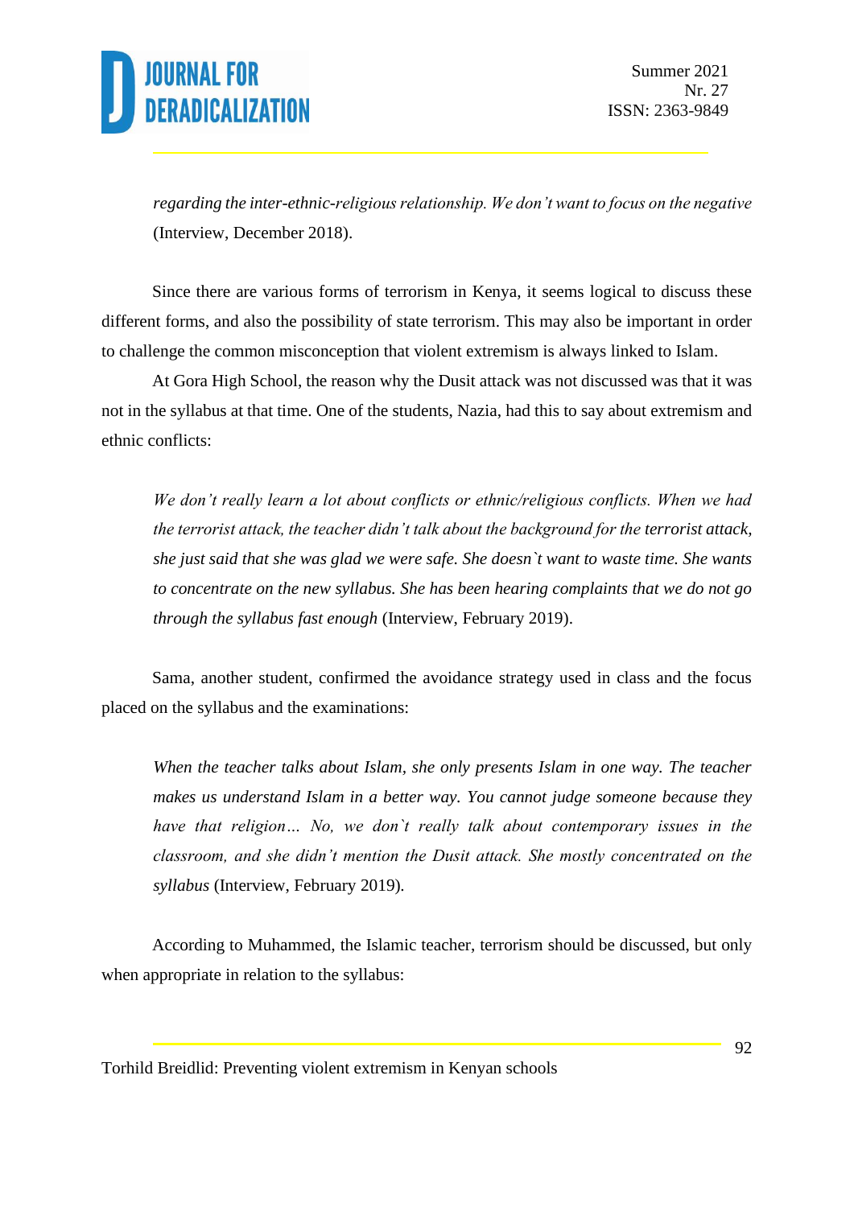*regarding the inter-ethnic-religious relationship. We don't want to focus on the negative* (Interview, December 2018).

Since there are various forms of terrorism in Kenya, it seems logical to discuss these different forms, and also the possibility of state terrorism. This may also be important in order to challenge the common misconception that violent extremism is always linked to Islam.

At Gora High School, the reason why the Dusit attack was not discussed was that it was not in the syllabus at that time. One of the students, Nazia, had this to say about extremism and ethnic conflicts:

> *We don't really learn a lot about conflicts or ethnic/religious conflicts. When we had the terrorist attack, the teacher didn't talk about the background for the terrorist attack, she just said that she was glad we were safe. She doesn`t want to waste time. She wants to concentrate on the new syllabus. She has been hearing complaints that we do not go through the syllabus fast enough* (Interview, February 2019).

Sama, another student, confirmed the avoidance strategy used in class and the focus placed on the syllabus and the examinations:

> *When the teacher talks about Islam, she only presents Islam in one way. The teacher makes us understand Islam in a better way. You cannot judge someone because they have that religion… No, we don`t really talk about contemporary issues in the classroom, and she didn't mention the Dusit attack. She mostly concentrated on the syllabus* (Interview, February 2019).

According to Muhammed, the Islamic teacher, terrorism should be discussed, but only when appropriate in relation to the syllabus: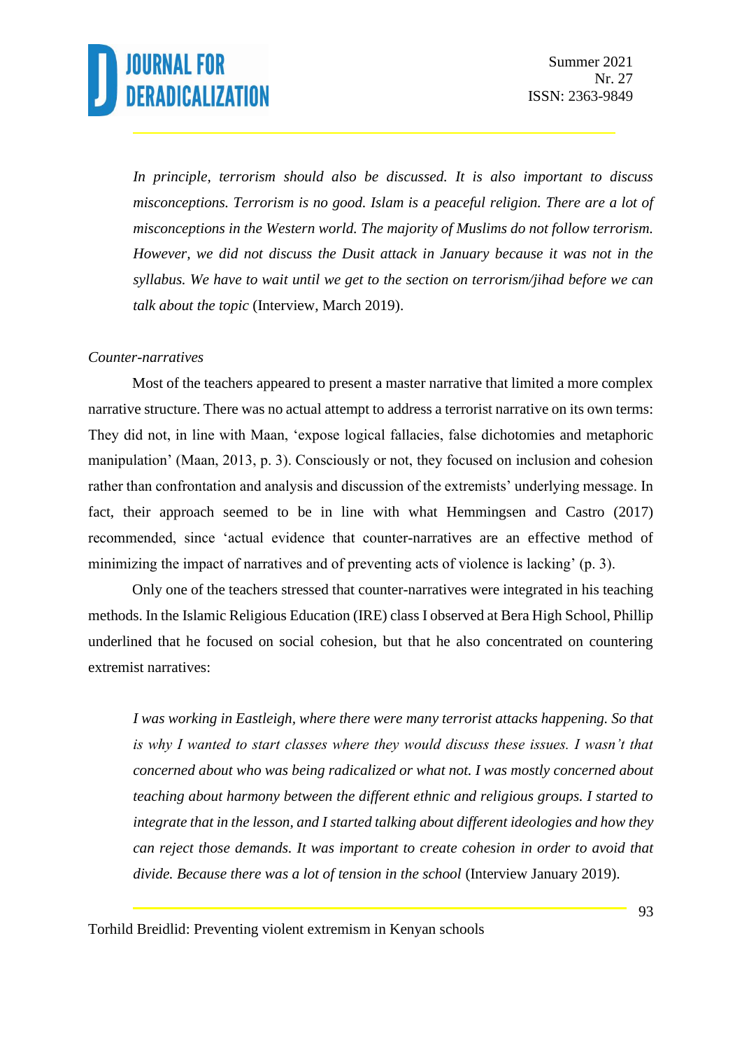> *In principle, terrorism should also be discussed. It is also important to discuss misconceptions. Terrorism is no good. Islam is a peaceful religion. There are a lot of misconceptions in the Western world. The majority of Muslims do not follow terrorism. However, we did not discuss the Dusit attack in January because it was not in the syllabus. We have to wait until we get to the section on terrorism/jihad before we can talk about the topic* (Interview, March 2019).

*Counter-narratives*

Most of the teachers appeared to present a master narrative that limited a more complex narrative structure. There was no actual attempt to address a terrorist narrative on its own terms: They did not, in line with Maan, 'expose logical fallacies, false dichotomies and metaphoric manipulation' (Maan, 2013, p. 3). Consciously or not, they focused on inclusion and cohesion rather than confrontation and analysis and discussion of the extremists' underlying message. In fact, their approach seemed to be in line with what Hemmingsen and Castro (2017) recommended, since 'actual evidence that counter-narratives are an effective method of minimizing the impact of narratives and of preventing acts of violence is lacking' (p. 3).

Only one of the teachers stressed that counter-narratives were integrated in his teaching methods. In the Islamic Religious Education (IRE) class I observed at Bera High School, Phillip underlined that he focused on social cohesion, but that he also concentrated on countering extremist narratives:

> *I was working in Eastleigh, where there were many terrorist attacks happening. So that is why I wanted to start classes where they would discuss these issues. I wasn't that concerned about who was being radicalized or what not. I was mostly concerned about teaching about harmony between the different ethnic and religious groups. I started to integrate that in the lesson, and I started talking about different ideologies and how they can reject those demands. It was important to create cohesion in order to avoid that divide. Because there was a lot of tension in the school* (Interview January 2019).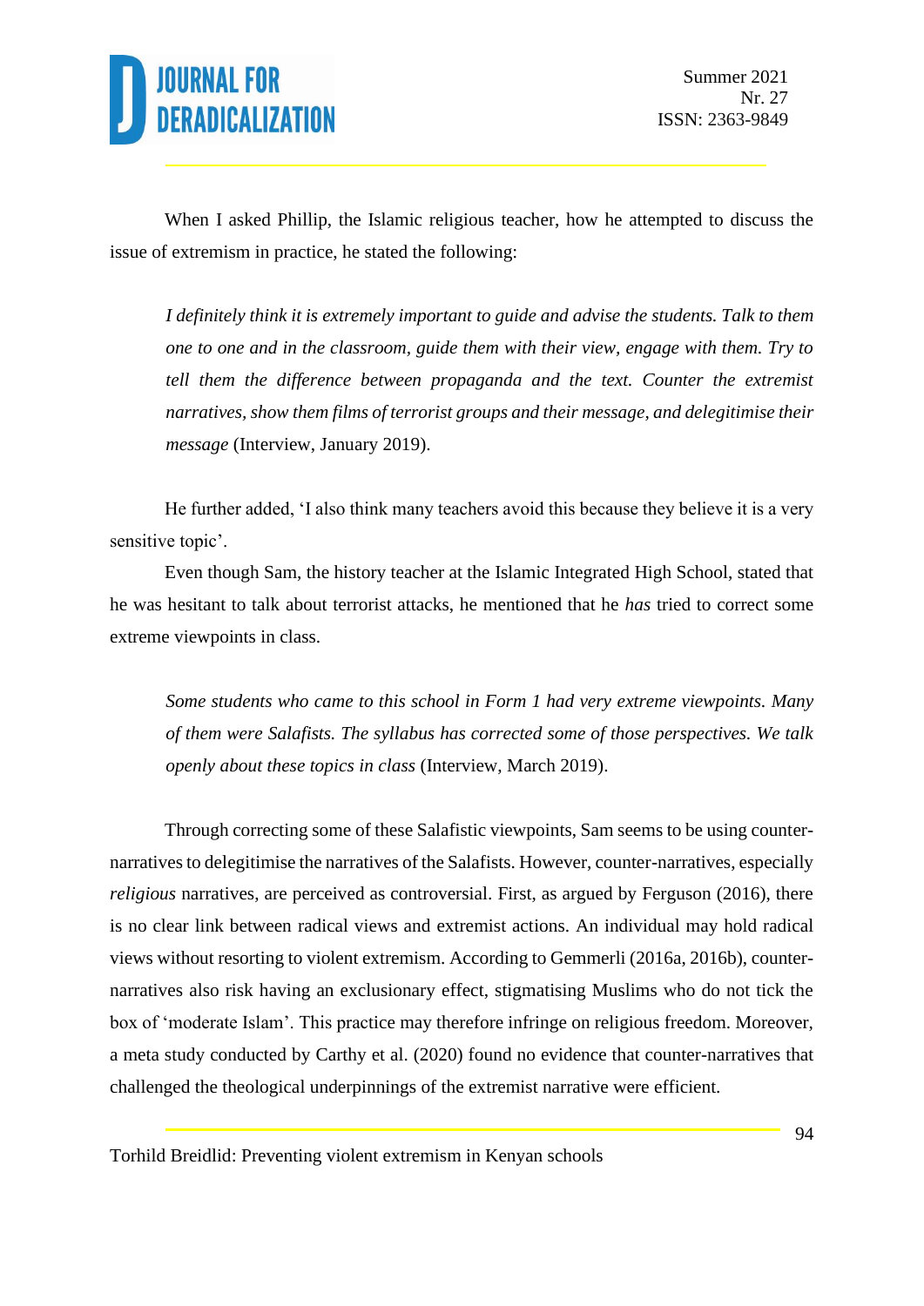When I asked Phillip, the Islamic religious teacher, how he attempted to discuss the issue of extremism in practice, he stated the following:

> *I definitely think it is extremely important to guide and advise the students. Talk to them one to one and in the classroom, guide them with their view, engage with them. Try to tell them the difference between propaganda and the text. Counter the extremist narratives, show them films of terrorist groups and their message, and delegitimise their message* (Interview, January 2019).

He further added, 'I also think many teachers avoid this because they believe it is a very sensitive topic'.

Even though Sam, the history teacher at the Islamic Integrated High School, stated that he was hesitant to talk about terrorist attacks, he mentioned that he *has* tried to correct some extreme viewpoints in class.

> *Some students who came to this school in Form 1 had very extreme viewpoints. Many of them were Salafists. The syllabus has corrected some of those perspectives. We talk openly about these topics in class* (Interview, March 2019).

Through correcting some of these Salafistic viewpoints, Sam seems to be using counter-narratives to delegitimise the narratives of the Salafists. However, counter-narratives, especially *religious* narratives, are perceived as controversial. First, as argued by Ferguson (2016), there is no clear link between radical views and extremist actions. An individual may hold radical views without resorting to violent extremism. According to Gemmerli (2016a, 2016b), counter-narratives also risk having an exclusionary effect, stigmatising Muslims who do not tick the box of 'moderate Islam'. This practice may therefore infringe on religious freedom. Moreover, a meta study conducted by Carthy et al. (2020) found no evidence that counter-narratives that challenged the theological underpinnings of the extremist narrative were efficient.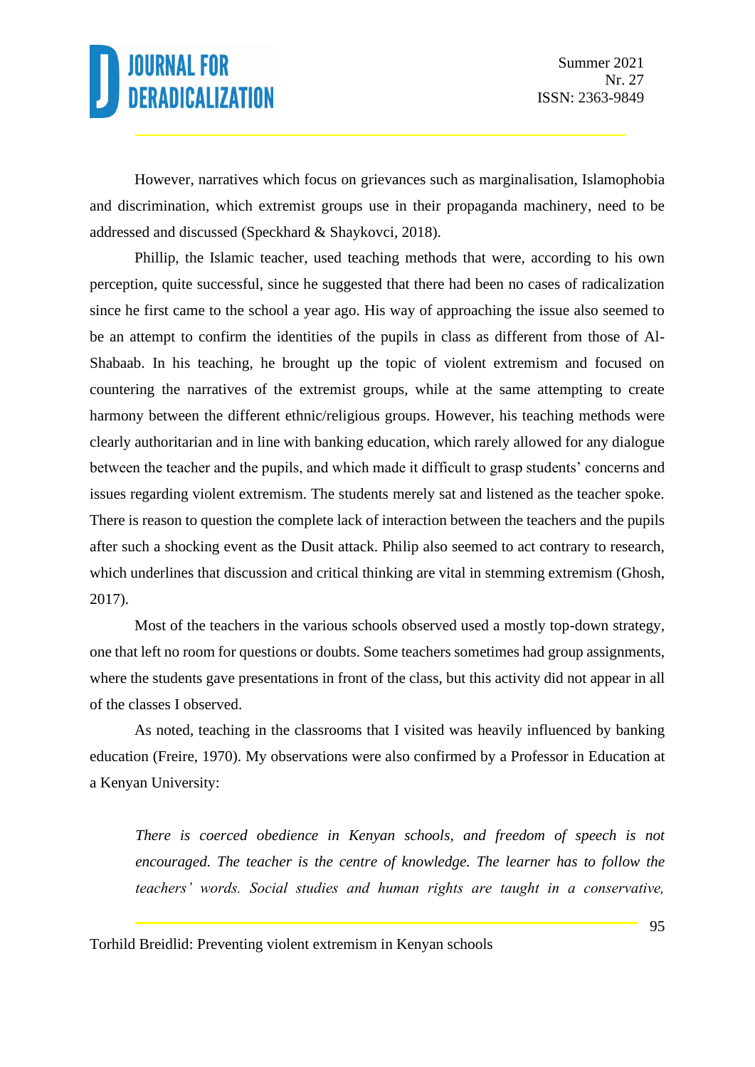However, narratives which focus on grievances such as marginalisation, Islamophobia and discrimination, which extremist groups use in their propaganda machinery, need to be addressed and discussed (Speckhard & Shaykovci, 2018).

Phillip, the Islamic teacher, used teaching methods that were, according to his own perception, quite successful, since he suggested that there had been no cases of radicalization since he first came to the school a year ago. His way of approaching the issue also seemed to be an attempt to confirm the identities of the pupils in class as different from those of Al-Shabaab. In his teaching, he brought up the topic of violent extremism and focused on countering the narratives of the extremist groups, while at the same attempting to create harmony between the different ethnic/religious groups. However, his teaching methods were clearly authoritarian and in line with banking education, which rarely allowed for any dialogue between the teacher and the pupils, and which made it difficult to grasp students' concerns and issues regarding violent extremism. The students merely sat and listened as the teacher spoke. There is reason to question the complete lack of interaction between the teachers and the pupils after such a shocking event as the Dusit attack. Philip also seemed to act contrary to research, which underlines that discussion and critical thinking are vital in stemming extremism (Ghosh, 2017).

Most of the teachers in the various schools observed used a mostly top-down strategy, one that left no room for questions or doubts. Some teachers sometimes had group assignments, where the students gave presentations in front of the class, but this activity did not appear in all of the classes I observed.

As noted, teaching in the classrooms that I visited was heavily influenced by banking education (Freire, 1970). My observations were also confirmed by a Professor in Education at a Kenyan University:

> *There is coerced obedience in Kenyan schools, and freedom of speech is not encouraged. The teacher is the centre of knowledge. The learner has to follow the teachers' words. Social studies and human rights are taught in a conservative,*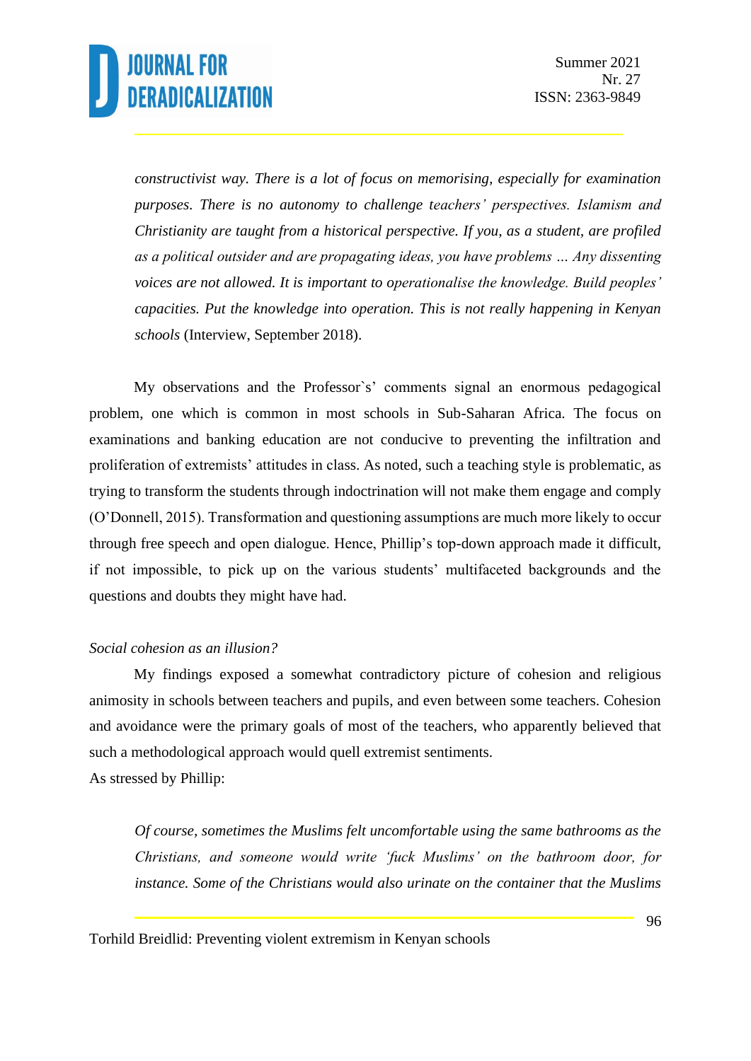> *constructivist way. There is a lot of focus on memorising, especially for examination purposes. There is no autonomy to challenge teachers' perspectives. Islamism and Christianity are taught from a historical perspective. If you, as a student, are profiled as a political outsider and are propagating ideas, you have problems … Any dissenting voices are not allowed. It is important to operationalise the knowledge. Build peoples' capacities. Put the knowledge into operation. This is not really happening in Kenyan schools* (Interview, September 2018).

My observations and the Professor`s' comments signal an enormous pedagogical problem, one which is common in most schools in Sub-Saharan Africa. The focus on examinations and banking education are not conducive to preventing the infiltration and proliferation of extremists' attitudes in class. As noted, such a teaching style is problematic, as trying to transform the students through indoctrination will not make them engage and comply (O'Donnell, 2015). Transformation and questioning assumptions are much more likely to occur through free speech and open dialogue. Hence, Phillip's top-down approach made it difficult, if not impossible, to pick up on the various students' multifaceted backgrounds and the questions and doubts they might have had.

*Social cohesion as an illusion?*

My findings exposed a somewhat contradictory picture of cohesion and religious animosity in schools between teachers and pupils, and even between some teachers. Cohesion and avoidance were the primary goals of most of the teachers, who apparently believed that such a methodological approach would quell extremist sentiments.
As stressed by Phillip:

> *Of course, sometimes the Muslims felt uncomfortable using the same bathrooms as the Christians, and someone would write 'fuck Muslims' on the bathroom door, for instance. Some of the Christians would also urinate on the container that the Muslims*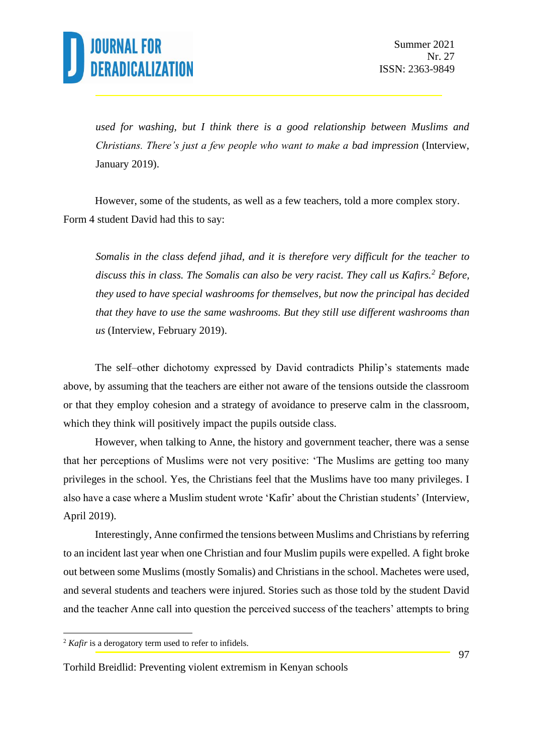*used for washing, but I think there is a good relationship between Muslims and Christians. There's just a few people who want to make a bad impression* (Interview, January 2019).

However, some of the students, as well as a few teachers, told a more complex story. Form 4 student David had this to say:

*Somalis in the class defend jihad, and it is therefore very difficult for the teacher to discuss this in class. The Somalis can also be very racist. They call us Kafirs.*[2] *Before, they used to have special washrooms for themselves, but now the principal has decided that they have to use the same washrooms. But they still use different washrooms than us* (Interview, February 2019).

The self–other dichotomy expressed by David contradicts Philip's statements made above, by assuming that the teachers are either not aware of the tensions outside the classroom or that they employ cohesion and a strategy of avoidance to preserve calm in the classroom, which they think will positively impact the pupils outside class.

However, when talking to Anne, the history and government teacher, there was a sense that her perceptions of Muslims were not very positive: 'The Muslims are getting too many privileges in the school. Yes, the Christians feel that the Muslims have too many privileges. I also have a case where a Muslim student wrote 'Kafir' about the Christian students' (Interview, April 2019).

Interestingly, Anne confirmed the tensions between Muslims and Christians by referring to an incident last year when one Christian and four Muslim pupils were expelled. A fight broke out between some Muslims (mostly Somalis) and Christians in the school. Machetes were used, and several students and teachers were injured. Stories such as those told by the student David and the teacher Anne call into question the perceived success of the teachers' attempts to bring

[2] *Kafir* is a derogatory term used to refer to infidels.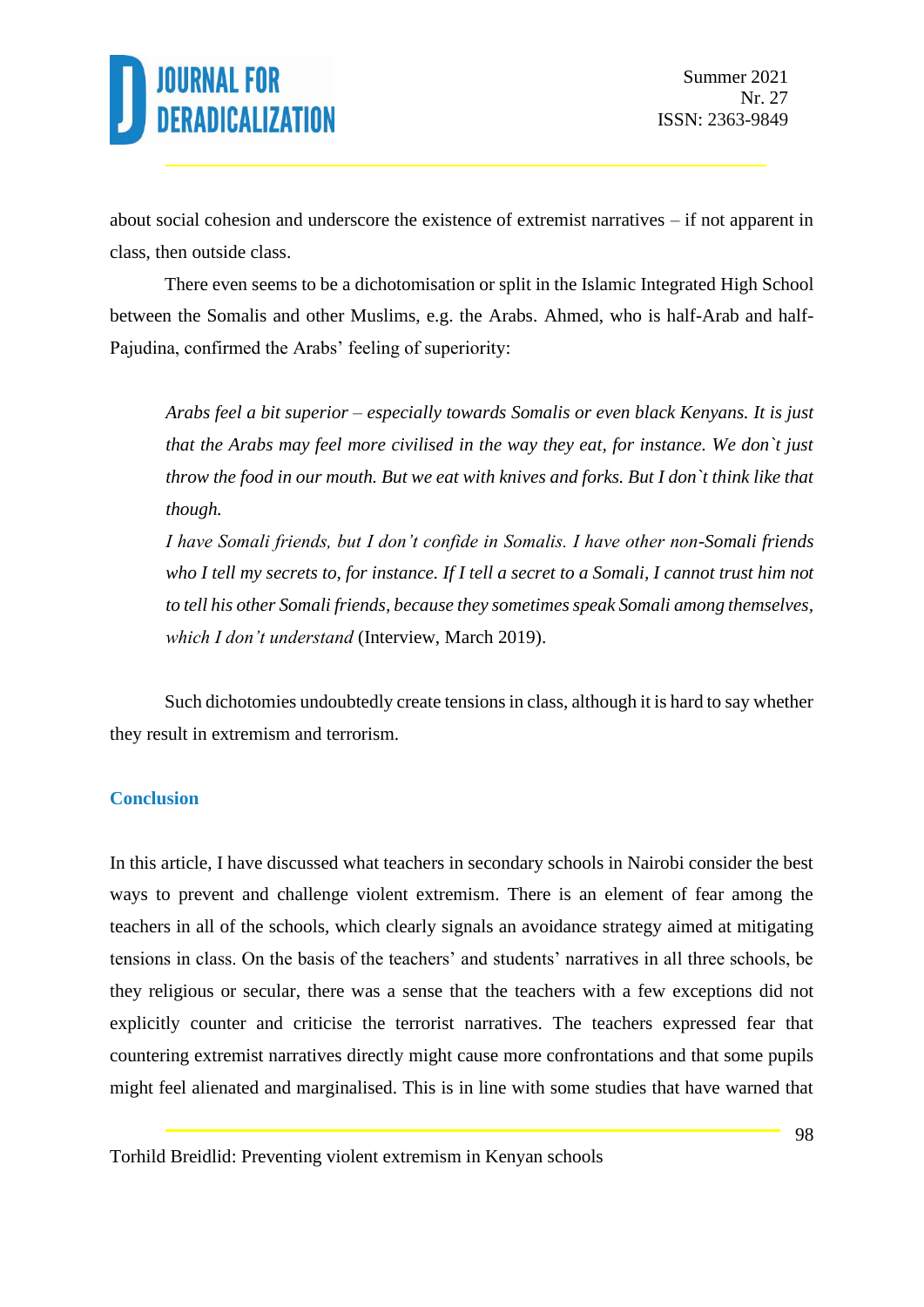about social cohesion and underscore the existence of extremist narratives – if not apparent in class, then outside class.

There even seems to be a dichotomisation or split in the Islamic Integrated High School between the Somalis and other Muslims, e.g. the Arabs. Ahmed, who is half-Arab and half-Pajudina, confirmed the Arabs' feeling of superiority:

> *Arabs feel a bit superior – especially towards Somalis or even black Kenyans. It is just that the Arabs may feel more civilised in the way they eat, for instance. We don`t just throw the food in our mouth. But we eat with knives and forks. But I don`t think like that though.*
>
> *I have Somali friends, but I don't confide in Somalis. I have other non-Somali friends who I tell my secrets to, for instance. If I tell a secret to a Somali, I cannot trust him not to tell his other Somali friends, because they sometimes speak Somali among themselves, which I don't understand* (Interview, March 2019).

Such dichotomies undoubtedly create tensions in class, although it is hard to say whether they result in extremism and terrorism.

## Conclusion

In this article, I have discussed what teachers in secondary schools in Nairobi consider the best ways to prevent and challenge violent extremism. There is an element of fear among the teachers in all of the schools, which clearly signals an avoidance strategy aimed at mitigating tensions in class. On the basis of the teachers' and students' narratives in all three schools, be they religious or secular, there was a sense that the teachers with a few exceptions did not explicitly counter and criticise the terrorist narratives. The teachers expressed fear that countering extremist narratives directly might cause more confrontations and that some pupils might feel alienated and marginalised. This is in line with some studies that have warned that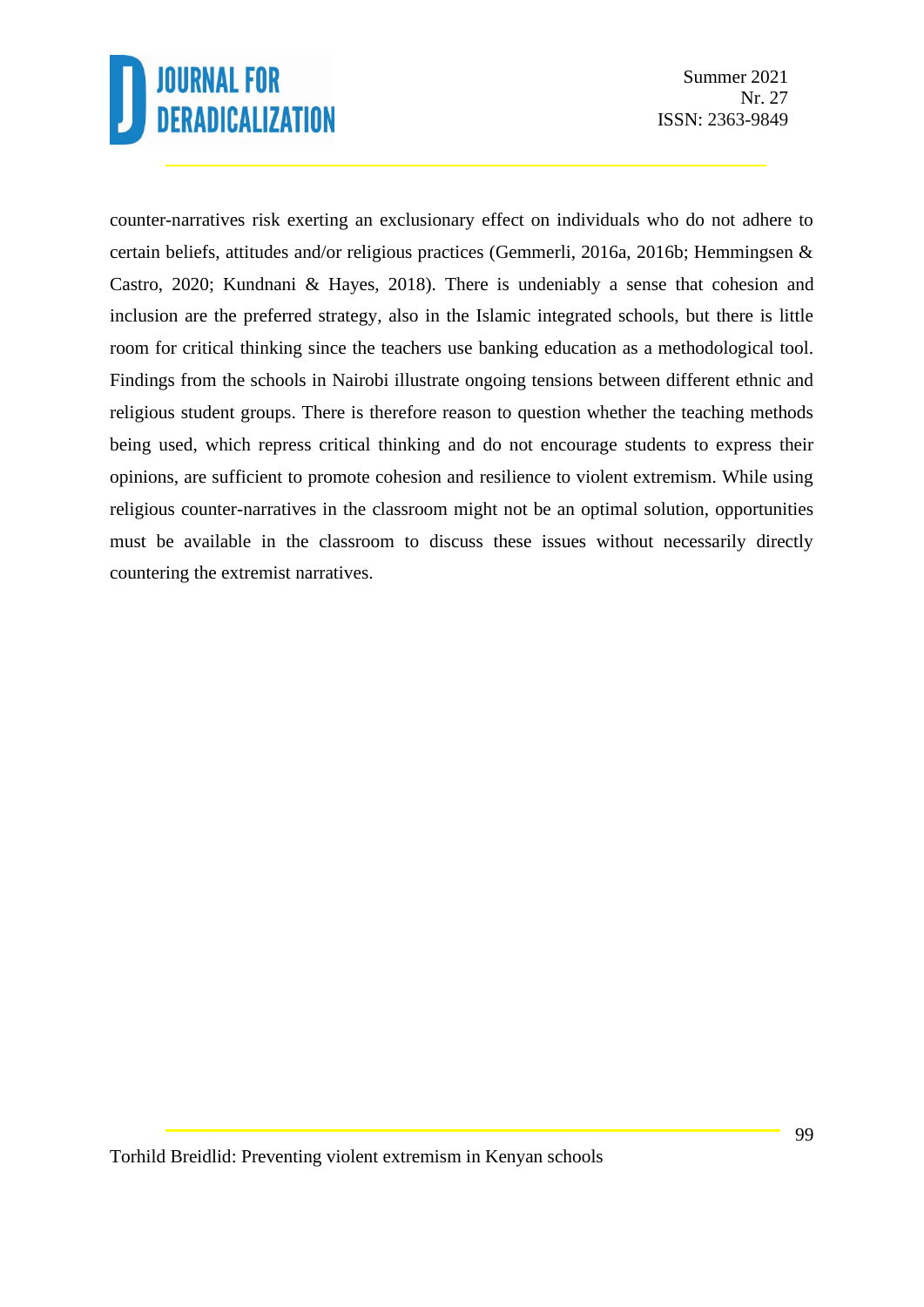counter-narratives risk exerting an exclusionary effect on individuals who do not adhere to certain beliefs, attitudes and/or religious practices (Gemmerli, 2016a, 2016b; Hemmingsen & Castro, 2020; Kundnani & Hayes, 2018). There is undeniably a sense that cohesion and inclusion are the preferred strategy, also in the Islamic integrated schools, but there is little room for critical thinking since the teachers use banking education as a methodological tool. Findings from the schools in Nairobi illustrate ongoing tensions between different ethnic and religious student groups. There is therefore reason to question whether the teaching methods being used, which repress critical thinking and do not encourage students to express their opinions, are sufficient to promote cohesion and resilience to violent extremism. While using religious counter-narratives in the classroom might not be an optimal solution, opportunities must be available in the classroom to discuss these issues without necessarily directly countering the extremist narratives.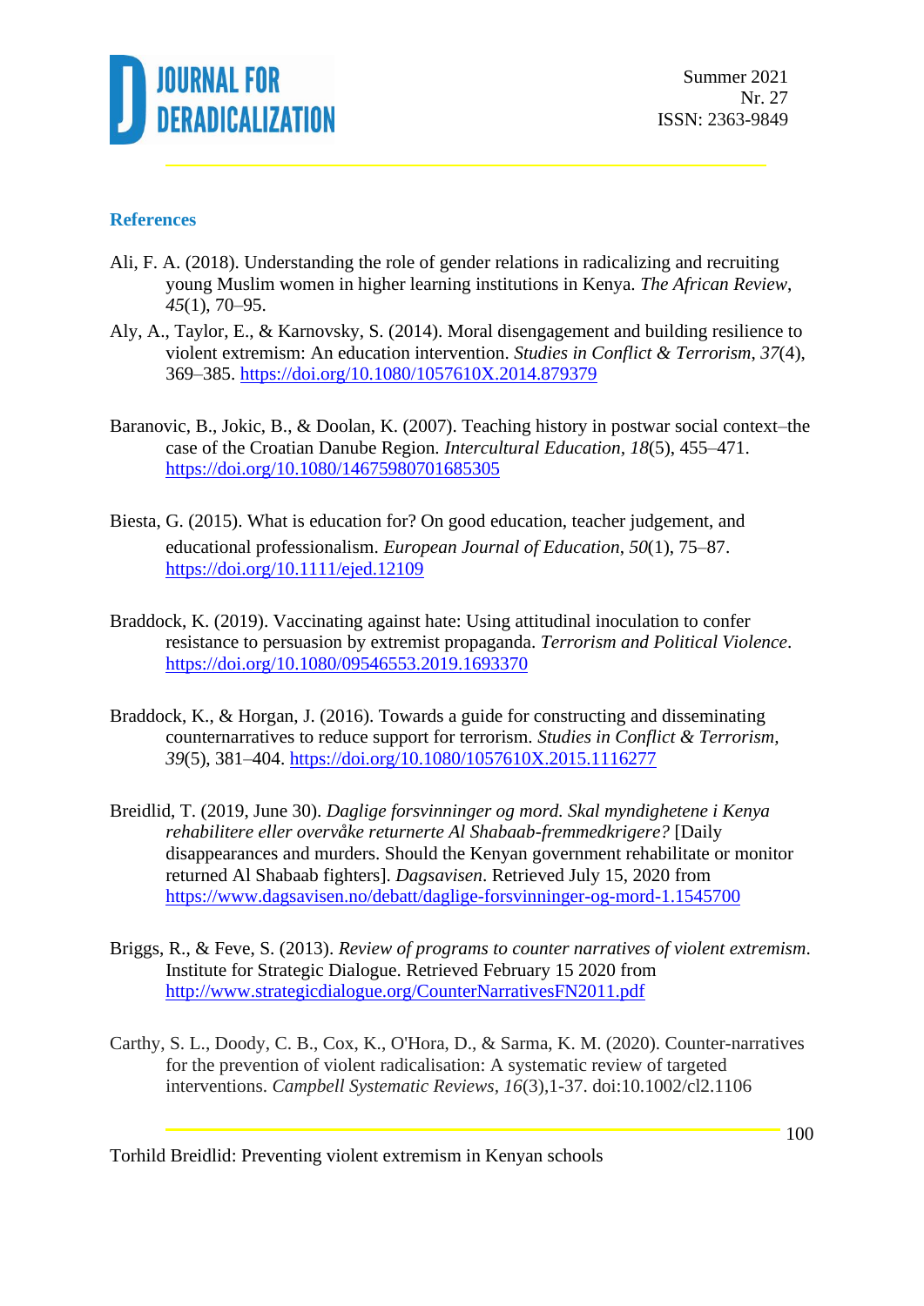## References

Ali, F. A. (2018). Understanding the role of gender relations in radicalizing and recruiting young Muslim women in higher learning institutions in Kenya. *The African Review*, *45*(1), 70–95.

Aly, A., Taylor, E., & Karnovsky, S. (2014). Moral disengagement and building resilience to violent extremism: An education intervention. *Studies in Conflict & Terrorism*, *37*(4), 369–385. https://doi.org/10.1080/1057610X.2014.879379

Baranovic, B., Jokic, B., & Doolan, K. (2007). Teaching history in postwar social context–the case of the Croatian Danube Region. *Intercultural Education*, *18*(5), 455–471. https://doi.org/10.1080/14675980701685305

Biesta, G. (2015). What is education for? On good education, teacher judgement, and educational professionalism. *European Journal of Education*, *50*(1), 75–87. https://doi.org/10.1111/ejed.12109

Braddock, K. (2019). Vaccinating against hate: Using attitudinal inoculation to confer resistance to persuasion by extremist propaganda. *Terrorism and Political Violence*. https://doi.org/10.1080/09546553.2019.1693370

Braddock, K., & Horgan, J. (2016). Towards a guide for constructing and disseminating counternarratives to reduce support for terrorism. *Studies in Conflict & Terrorism*, *39*(5), 381–404. https://doi.org/10.1080/1057610X.2015.1116277

Breidlid, T. (2019, June 30). *Daglige forsvinninger og mord. Skal myndighetene i Kenya rehabilitere eller overvåke returnerte Al Shabaab-fremmedkrigere?* [Daily disappearances and murders. Should the Kenyan government rehabilitate or monitor returned Al Shabaab fighters]. *Dagsavisen*. Retrieved July 15, 2020 from https://www.dagsavisen.no/debatt/daglige-forsvinninger-og-mord-1.1545700

Briggs, R., & Feve, S. (2013). *Review of programs to counter narratives of violent extremism*. Institute for Strategic Dialogue. Retrieved February 15 2020 from http://www.strategicdialogue.org/CounterNarrativesFN2011.pdf

Carthy, S. L., Doody, C. B., Cox, K., O'Hora, D., & Sarma, K. M. (2020). Counter-narratives for the prevention of violent radicalisation: A systematic review of targeted interventions. *Campbell Systematic Reviews*, *16*(3),1-37. doi:10.1002/cl2.1106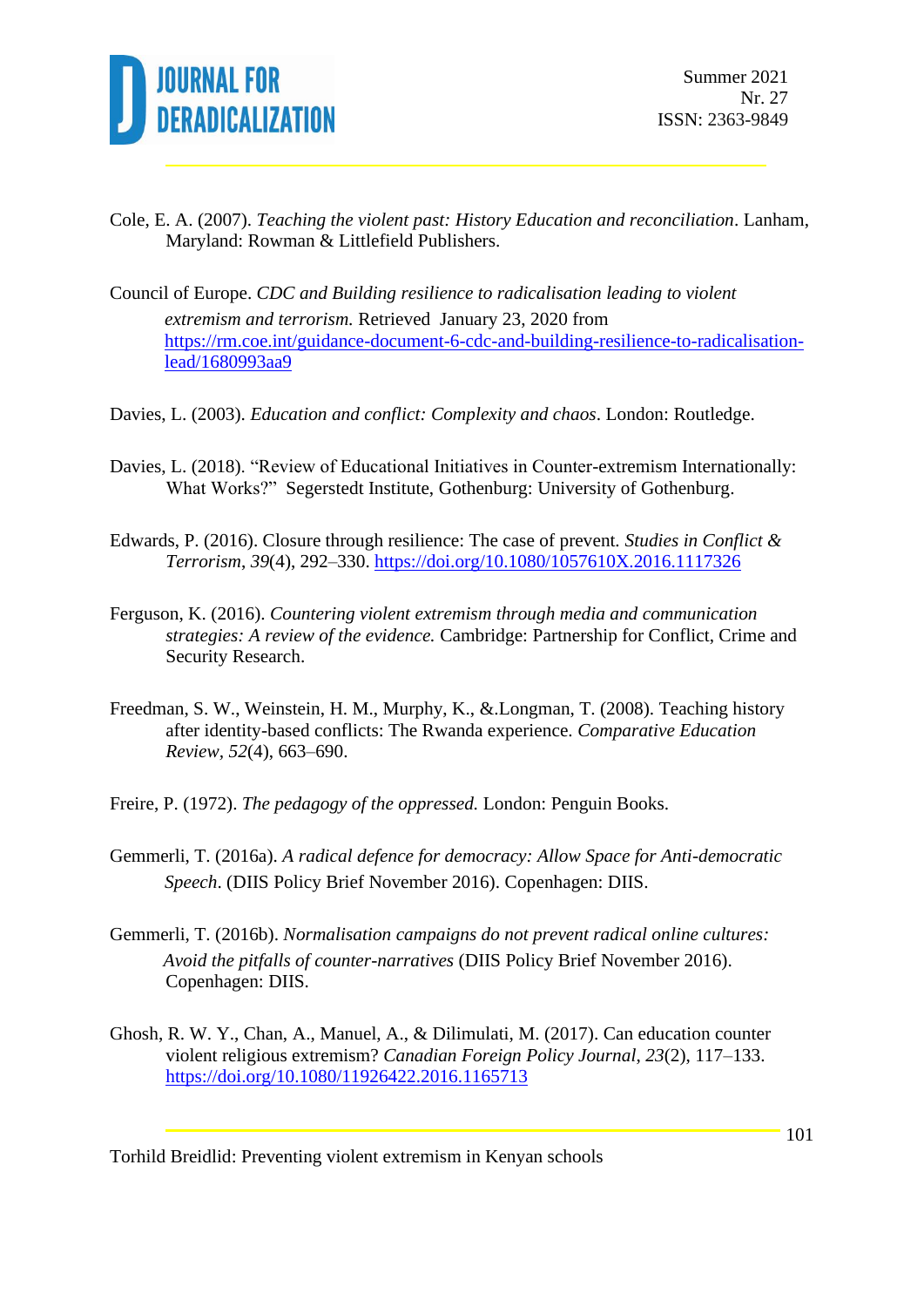Cole, E. A. (2007). *Teaching the violent past: History Education and reconciliation*. Lanham, Maryland: Rowman & Littlefield Publishers.

Council of Europe. *CDC and Building resilience to radicalisation leading to violent extremism and terrorism.* Retrieved January 23, 2020 from https://rm.coe.int/guidance-document-6-cdc-and-building-resilience-to-radicalisation-lead/1680993aa9

Davies, L. (2003). *Education and conflict: Complexity and chaos*. London: Routledge.

Davies, L. (2018). "Review of Educational Initiatives in Counter-extremism Internationally: What Works?" Segerstedt Institute, Gothenburg: University of Gothenburg.

Edwards, P. (2016). Closure through resilience: The case of prevent. *Studies in Conflict & Terrorism*, *39*(4), 292–330. https://doi.org/10.1080/1057610X.2016.1117326

Ferguson, K. (2016). *Countering violent extremism through media and communication strategies: A review of the evidence.* Cambridge: Partnership for Conflict, Crime and Security Research.

Freedman, S. W., Weinstein, H. M., Murphy, K., &.Longman, T. (2008). Teaching history after identity-based conflicts: The Rwanda experience. *Comparative Education Review*, *52*(4), 663–690.

Freire, P. (1972). *The pedagogy of the oppressed.* London: Penguin Books.

Gemmerli, T. (2016a). *A radical defence for democracy: Allow Space for Anti-democratic Speech*. (DIIS Policy Brief November 2016). Copenhagen: DIIS.

Gemmerli, T. (2016b). *Normalisation campaigns do not prevent radical online cultures: Avoid the pitfalls of counter-narratives* (DIIS Policy Brief November 2016). Copenhagen: DIIS.

Ghosh, R. W. Y., Chan, A., Manuel, A., & Dilimulati, M. (2017). Can education counter violent religious extremism? *Canadian Foreign Policy Journal*, *23*(2), 117–133. https://doi.org/10.1080/11926422.2016.1165713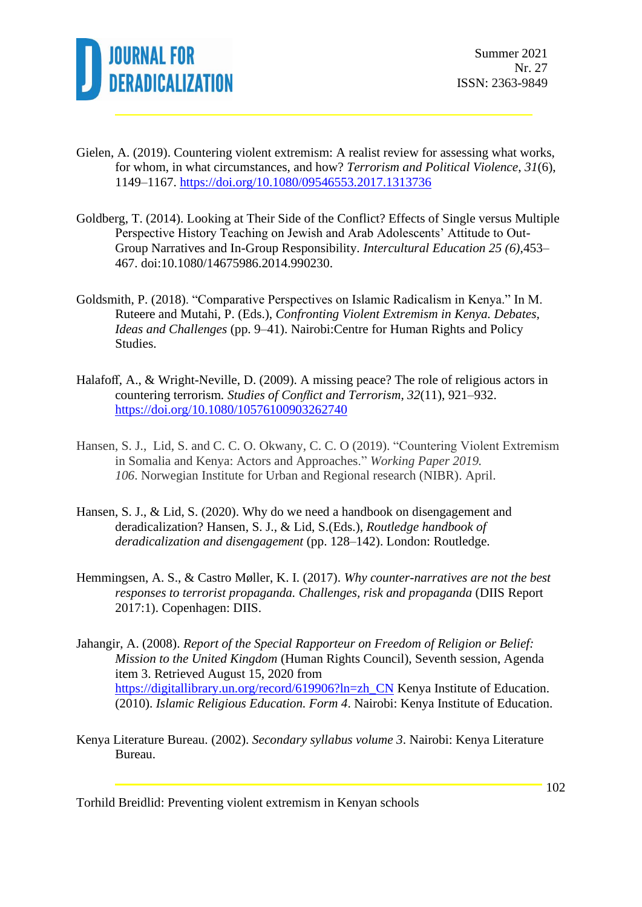Gielen, A. (2019). Countering violent extremism: A realist review for assessing what works, for whom, in what circumstances, and how? *Terrorism and Political Violence*, *31*(6), 1149–1167. https://doi.org/10.1080/09546553.2017.1313736

Goldberg, T. (2014). Looking at Their Side of the Conflict? Effects of Single versus Multiple Perspective History Teaching on Jewish and Arab Adolescents' Attitude to Out-Group Narratives and In-Group Responsibility. *Intercultural Education 25 (6)*,453–467. doi:10.1080/14675986.2014.990230.

Goldsmith, P. (2018). "Comparative Perspectives on Islamic Radicalism in Kenya." In M. Ruteere and Mutahi, P. (Eds.), *Confronting Violent Extremism in Kenya. Debates, Ideas and Challenges* (pp. 9–41). Nairobi:Centre for Human Rights and Policy Studies.

Halafoff, A., & Wright-Neville, D. (2009). A missing peace? The role of religious actors in countering terrorism. *Studies of Conflict and Terrorism*, *32*(11), 921–932. https://doi.org/10.1080/10576100903262740

Hansen, S. J., Lid, S. and C. C. O. Okwany, C. C. O (2019). "Countering Violent Extremism in Somalia and Kenya: Actors and Approaches." *Working Paper 2019. 106*. Norwegian Institute for Urban and Regional research (NIBR). April.

Hansen, S. J., & Lid, S. (2020). Why do we need a handbook on disengagement and deradicalization? Hansen, S. J., & Lid, S.(Eds.), *Routledge handbook of deradicalization and disengagement* (pp. 128–142). London: Routledge.

Hemmingsen, A. S., & Castro Møller, K. I. (2017). *Why counter-narratives are not the best responses to terrorist propaganda. Challenges, risk and propaganda* (DIIS Report 2017:1). Copenhagen: DIIS.

Jahangir, A. (2008). *Report of the Special Rapporteur on Freedom of Religion or Belief: Mission to the United Kingdom* (Human Rights Council), Seventh session, Agenda item 3. Retrieved August 15, 2020 from https://digitallibrary.un.org/record/619906?ln=zh_CN Kenya Institute of Education. (2010). *Islamic Religious Education. Form 4*. Nairobi: Kenya Institute of Education.

Kenya Literature Bureau. (2002). *Secondary syllabus volume 3*. Nairobi: Kenya Literature Bureau.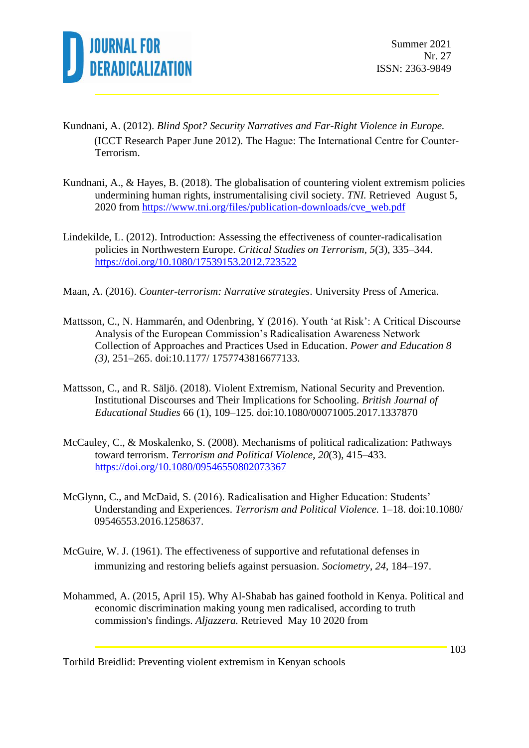Kundnani, A. (2012). *Blind Spot? Security Narratives and Far-Right Violence in Europe.* (ICCT Research Paper June 2012). The Hague: The International Centre for Counter-Terrorism.

Kundnani, A., & Hayes, B. (2018). The globalisation of countering violent extremism policies undermining human rights, instrumentalising civil society. *TNI.* Retrieved August 5, 2020 from https://www.tni.org/files/publication-downloads/cve_web.pdf

Lindekilde, L. (2012). Introduction: Assessing the effectiveness of counter-radicalisation policies in Northwestern Europe. *Critical Studies on Terrorism, 5*(3), 335–344. https://doi.org/10.1080/17539153.2012.723522

Maan, A. (2016). *Counter-terrorism: Narrative strategies*. University Press of America.

Mattsson, C., N. Hammarén, and Odenbring, Y (2016). Youth 'at Risk': A Critical Discourse Analysis of the European Commission's Radicalisation Awareness Network Collection of Approaches and Practices Used in Education. *Power and Education 8 (3)*, 251–265. doi:10.1177/ 1757743816677133.

Mattsson, C., and R. Säljö. (2018). Violent Extremism, National Security and Prevention. Institutional Discourses and Their Implications for Schooling. *British Journal of Educational Studies* 66 (1), 109–125. doi:10.1080/00071005.2017.1337870

McCauley, C., & Moskalenko, S. (2008). Mechanisms of political radicalization: Pathways toward terrorism. *Terrorism and Political Violence*, *20*(3), 415–433. https://doi.org/10.1080/09546550802073367

McGlynn, C., and McDaid, S. (2016). Radicalisation and Higher Education: Students' Understanding and Experiences. *Terrorism and Political Violence.* 1–18. doi:10.1080/ 09546553.2016.1258637.

McGuire, W. J. (1961). The effectiveness of supportive and refutational defenses in immunizing and restoring beliefs against persuasion. *Sociometry*, *24*, 184–197.

Mohammed, A. (2015, April 15). Why Al-Shabab has gained foothold in Kenya. Political and economic discrimination making young men radicalised, according to truth commission's findings. *Aljazzera.* Retrieved May 10 2020 from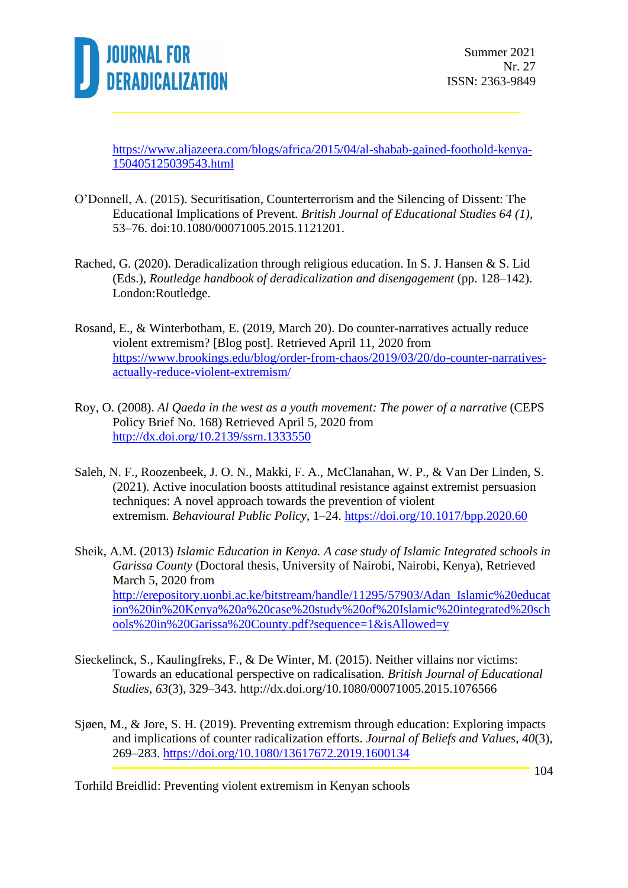https://www.aljazeera.com/blogs/africa/2015/04/al-shabab-gained-foothold-kenya-150405125039543.html

O'Donnell, A. (2015). Securitisation, Counterterrorism and the Silencing of Dissent: The Educational Implications of Prevent. *British Journal of Educational Studies 64 (1)*, 53–76. doi:10.1080/00071005.2015.1121201.

Rached, G. (2020). Deradicalization through religious education. In S. J. Hansen & S. Lid (Eds.), *Routledge handbook of deradicalization and disengagement* (pp. 128–142). London:Routledge.

Rosand, E., & Winterbotham, E. (2019, March 20). Do counter-narratives actually reduce violent extremism? [Blog post]. Retrieved April 11, 2020 from https://www.brookings.edu/blog/order-from-chaos/2019/03/20/do-counter-narratives-actually-reduce-violent-extremism/

Roy, O. (2008). *Al Qaeda in the west as a youth movement: The power of a narrative* (CEPS Policy Brief No. 168) Retrieved April 5, 2020 from http://dx.doi.org/10.2139/ssrn.1333550

Saleh, N. F., Roozenbeek, J. O. N., Makki, F. A., McClanahan, W. P., & Van Der Linden, S. (2021). Active inoculation boosts attitudinal resistance against extremist persuasion techniques: A novel approach towards the prevention of violent extremism. *Behavioural Public Policy*, 1–24. https://doi.org/10.1017/bpp.2020.60

Sheik, A.M. (2013) *Islamic Education in Kenya. A case study of Islamic Integrated schools in Garissa County* (Doctoral thesis, University of Nairobi, Nairobi, Kenya), Retrieved March 5, 2020 from http://erepository.uonbi.ac.ke/bitstream/handle/11295/57903/Adan_Islamic%20education%20in%20Kenya%20a%20case%20study%20of%20Islamic%20integrated%20schools%20in%20Garissa%20County.pdf?sequence=1&isAllowed=y

Sieckelinck, S., Kaulingfreks, F., & De Winter, M. (2015). Neither villains nor victims: Towards an educational perspective on radicalisation. *British Journal of Educational Studies*, *63*(3), 329–343. http://dx.doi.org/10.1080/00071005.2015.1076566

Sjøen, M., & Jore, S. H. (2019). Preventing extremism through education: Exploring impacts and implications of counter radicalization efforts. *Journal of Beliefs and Values*, *40*(3), 269–283. https://doi.org/10.1080/13617672.2019.1600134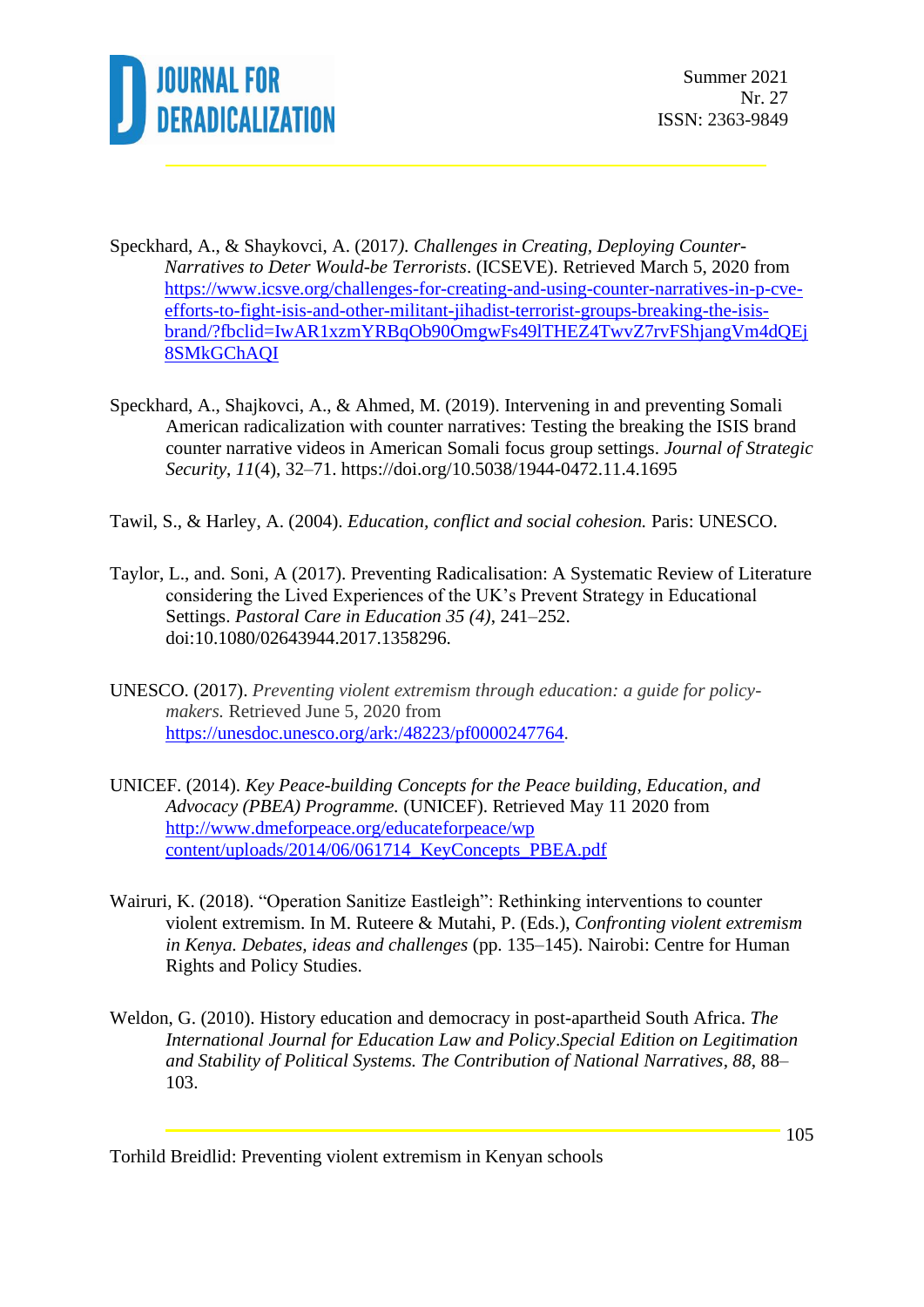Speckhard, A., & Shaykovci, A. (2017). *Challenges in Creating, Deploying Counter-Narratives to Deter Would-be Terrorists*. (ICSEVE). Retrieved March 5, 2020 from https://www.icsve.org/challenges-for-creating-and-using-counter-narratives-in-p-cve-efforts-to-fight-isis-and-other-militant-jihadist-terrorist-groups-breaking-the-isis-brand/?fbclid=IwAR1xzmYRBqOb90OmgwFs49lTHEZ4TwvZ7rvFShjangVm4dQEj8SMkGChAQI

Speckhard, A., Shajkovci, A., & Ahmed, M. (2019). Intervening in and preventing Somali American radicalization with counter narratives: Testing the breaking the ISIS brand counter narrative videos in American Somali focus group settings. *Journal of Strategic Security*, *11*(4), 32–71. https://doi.org/10.5038/1944-0472.11.4.1695

Tawil, S., & Harley, A. (2004). *Education, conflict and social cohesion.* Paris: UNESCO.

Taylor, L., and. Soni, A (2017). Preventing Radicalisation: A Systematic Review of Literature considering the Lived Experiences of the UK's Prevent Strategy in Educational Settings. *Pastoral Care in Education 35 (4)*, 241–252. doi:10.1080/02643944.2017.1358296.

UNESCO. (2017). *Preventing violent extremism through education: a guide for policy-makers.* Retrieved June 5, 2020 from https://unesdoc.unesco.org/ark:/48223/pf0000247764.

UNICEF. (2014). *Key Peace-building Concepts for the Peace building, Education, and Advocacy (PBEA) Programme.* (UNICEF). Retrieved May 11 2020 from http://www.dmeforpeace.org/educateforpeace/wp content/uploads/2014/06/061714_KeyConcepts_PBEA.pdf

Wairuri, K. (2018). "Operation Sanitize Eastleigh": Rethinking interventions to counter violent extremism. In M. Ruteere & Mutahi, P. (Eds.), *Confronting violent extremism in Kenya. Debates, ideas and challenges* (pp. 135–145). Nairobi: Centre for Human Rights and Policy Studies.

Weldon, G. (2010). History education and democracy in post-apartheid South Africa. *The International Journal for Education Law and Policy.Special Edition on Legitimation and Stability of Political Systems. The Contribution of National Narratives*, *88*, 88–103.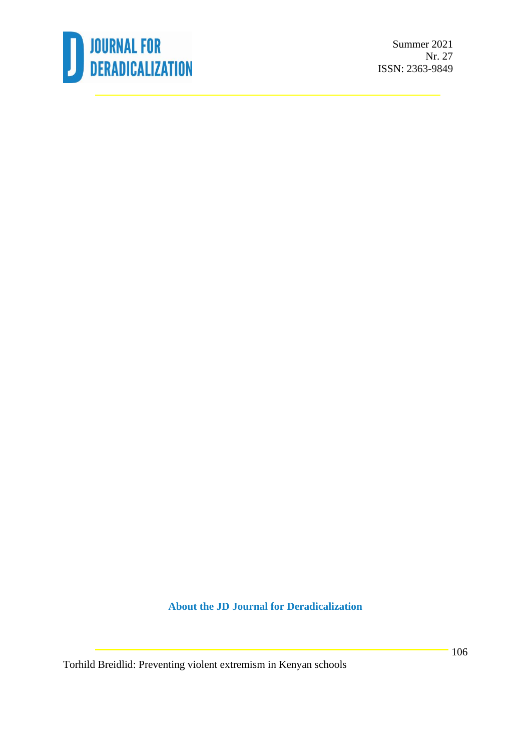**About the JD Journal for Deradicalization**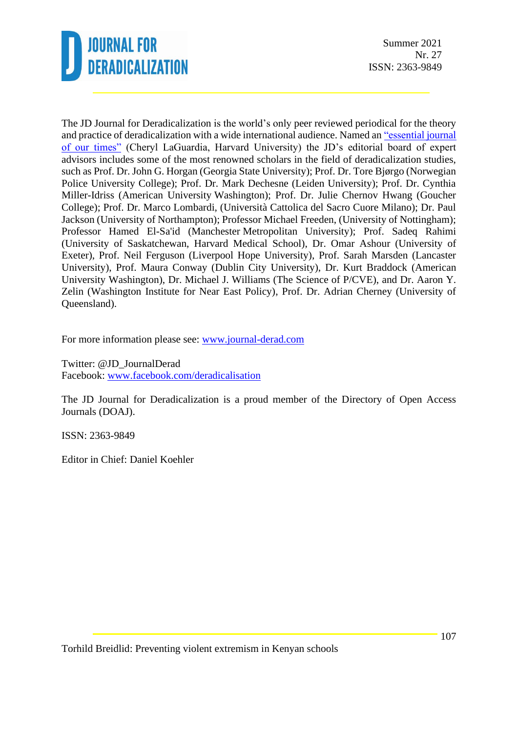The JD Journal for Deradicalization is the world's only peer reviewed periodical for the theory and practice of deradicalization with a wide international audience. Named an "essential journal of our times" (Cheryl LaGuardia, Harvard University) the JD's editorial board of expert advisors includes some of the most renowned scholars in the field of deradicalization studies, such as Prof. Dr. John G. Horgan (Georgia State University); Prof. Dr. Tore Bjørgo (Norwegian Police University College); Prof. Dr. Mark Dechesne (Leiden University); Prof. Dr. Cynthia Miller-Idriss (American University Washington); Prof. Dr. Julie Chernov Hwang (Goucher College); Prof. Dr. Marco Lombardi, (Università Cattolica del Sacro Cuore Milano); Dr. Paul Jackson (University of Northampton); Professor Michael Freeden, (University of Nottingham); Professor Hamed El-Sa'id (Manchester Metropolitan University); Prof. Sadeq Rahimi (University of Saskatchewan, Harvard Medical School), Dr. Omar Ashour (University of Exeter), Prof. Neil Ferguson (Liverpool Hope University), Prof. Sarah Marsden (Lancaster University), Prof. Maura Conway (Dublin City University), Dr. Kurt Braddock (American University Washington), Dr. Michael J. Williams (The Science of P/CVE), and Dr. Aaron Y. Zelin (Washington Institute for Near East Policy), Prof. Dr. Adrian Cherney (University of Queensland).

For more information please see: www.journal-derad.com

Twitter: @JD_JournalDerad
Facebook: www.facebook.com/deradicalisation

The JD Journal for Deradicalization is a proud member of the Directory of Open Access Journals (DOAJ).

ISSN: 2363-9849

Editor in Chief: Daniel Koehler